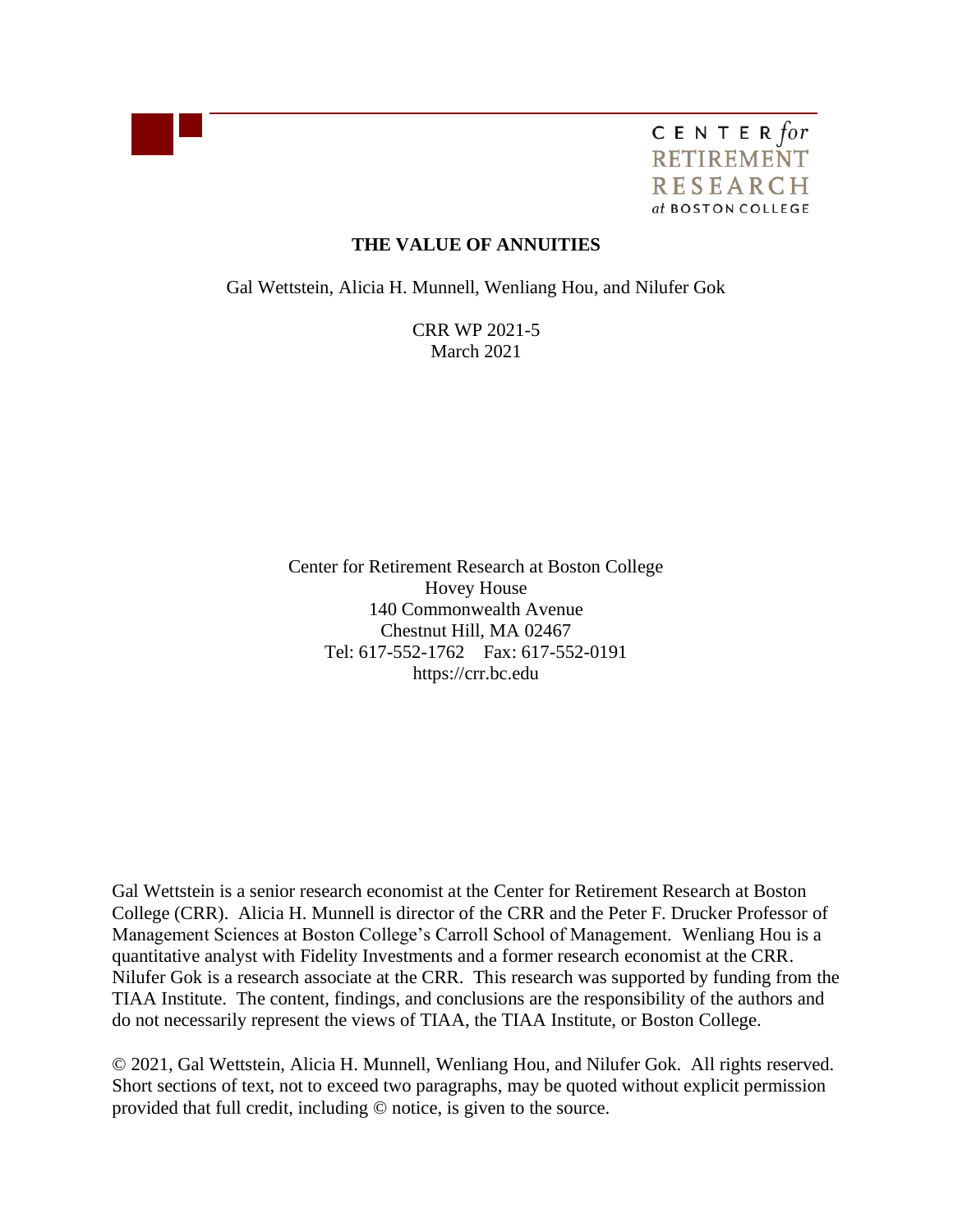CENTER *for* RETIREMENT RESEARCH *at* BOSTON COLLEGE

# THE VALUE OF ANNUITIES

Gal Wettstein, Alicia H. Munnell, Wenliang Hou, and Nilufer Gok

CRR WP 2021-5
March 2021

Center for Retirement Research at Boston College
Hovey House
140 Commonwealth Avenue
Chestnut Hill, MA 02467
Tel: 617-552-1762 Fax: 617-552-0191
https://crr.bc.edu

Gal Wettstein is a senior research economist at the Center for Retirement Research at Boston College (CRR). Alicia H. Munnell is director of the CRR and the Peter F. Drucker Professor of Management Sciences at Boston College's Carroll School of Management. Wenliang Hou is a quantitative analyst with Fidelity Investments and a former research economist at the CRR. Nilufer Gok is a research associate at the CRR. This research was supported by funding from the TIAA Institute. The content, findings, and conclusions are the responsibility of the authors and do not necessarily represent the views of TIAA, the TIAA Institute, or Boston College.

© 2021, Gal Wettstein, Alicia H. Munnell, Wenliang Hou, and Nilufer Gok. All rights reserved. Short sections of text, not to exceed two paragraphs, may be quoted without explicit permission provided that full credit, including © notice, is given to the source.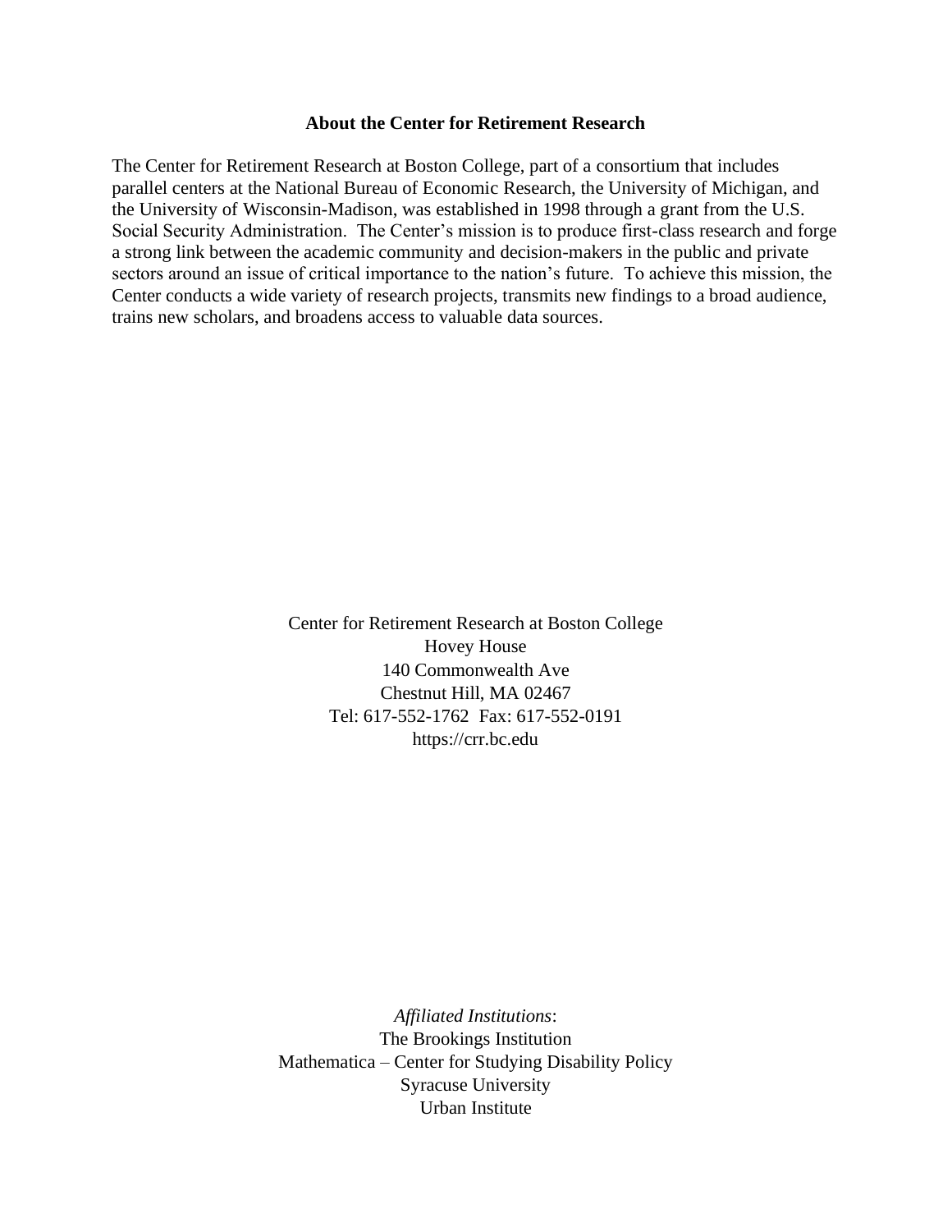**About the Center for Retirement Research**

The Center for Retirement Research at Boston College, part of a consortium that includes parallel centers at the National Bureau of Economic Research, the University of Michigan, and the University of Wisconsin-Madison, was established in 1998 through a grant from the U.S. Social Security Administration. The Center's mission is to produce first-class research and forge a strong link between the academic community and decision-makers in the public and private sectors around an issue of critical importance to the nation's future. To achieve this mission, the Center conducts a wide variety of research projects, transmits new findings to a broad audience, trains new scholars, and broadens access to valuable data sources.

Center for Retirement Research at Boston College
Hovey House
140 Commonwealth Ave
Chestnut Hill, MA 02467
Tel: 617-552-1762 Fax: 617-552-0191
https://crr.bc.edu

*Affiliated Institutions*:
The Brookings Institution
Mathematica – Center for Studying Disability Policy
Syracuse University
Urban Institute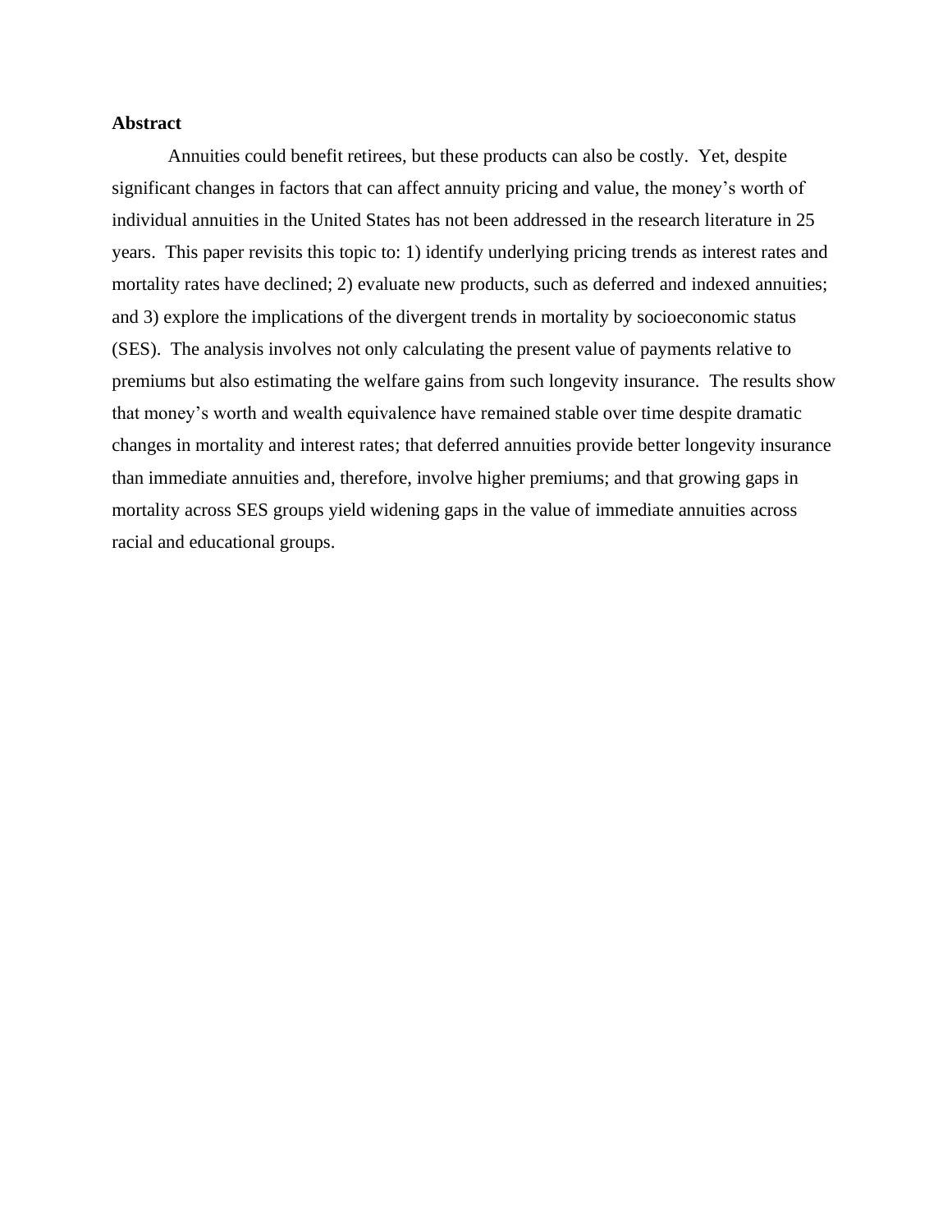## Abstract

Annuities could benefit retirees, but these products can also be costly. Yet, despite significant changes in factors that can affect annuity pricing and value, the money's worth of individual annuities in the United States has not been addressed in the research literature in 25 years. This paper revisits this topic to: 1) identify underlying pricing trends as interest rates and mortality rates have declined; 2) evaluate new products, such as deferred and indexed annuities; and 3) explore the implications of the divergent trends in mortality by socioeconomic status (SES). The analysis involves not only calculating the present value of payments relative to premiums but also estimating the welfare gains from such longevity insurance. The results show that money's worth and wealth equivalence have remained stable over time despite dramatic changes in mortality and interest rates; that deferred annuities provide better longevity insurance than immediate annuities and, therefore, involve higher premiums; and that growing gaps in mortality across SES groups yield widening gaps in the value of immediate annuities across racial and educational groups.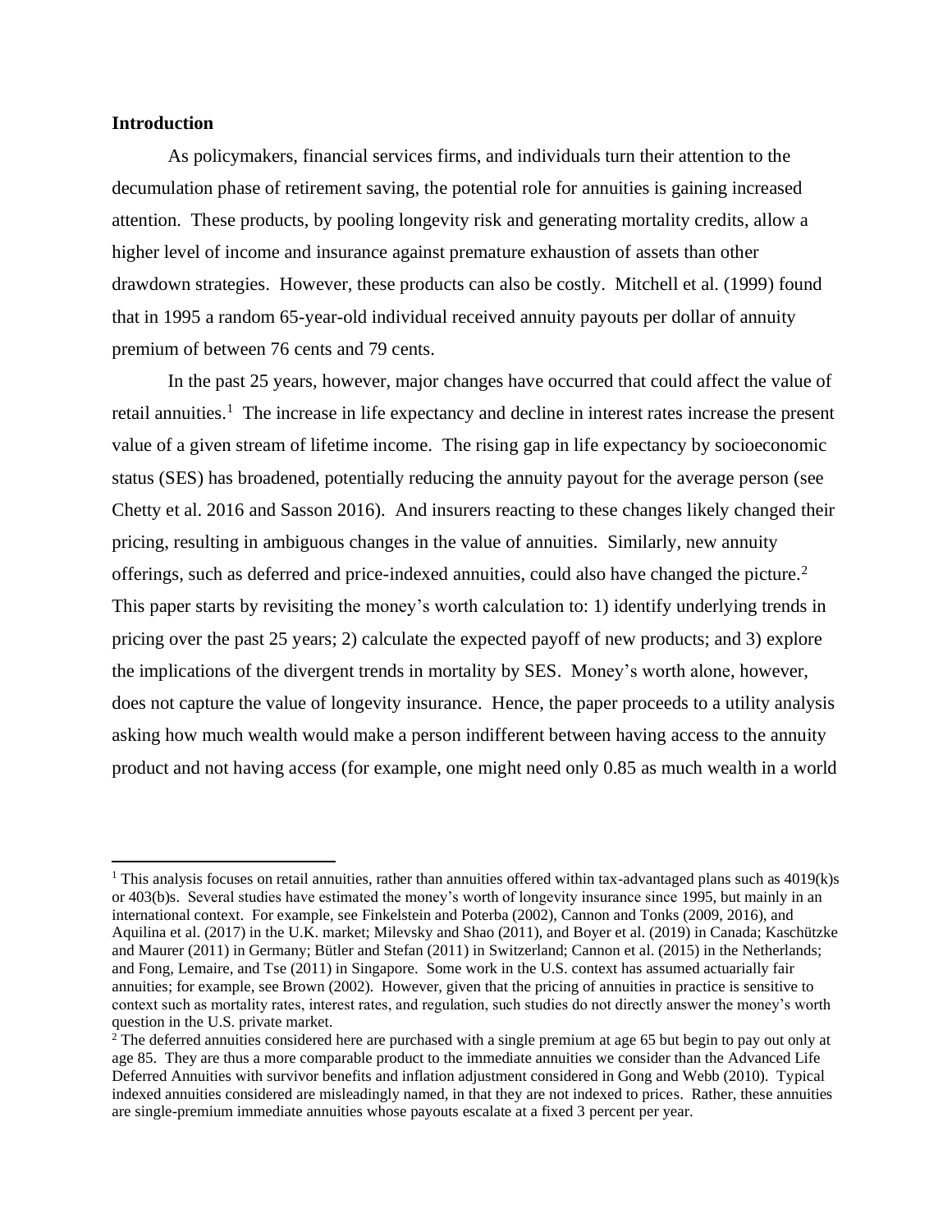## Introduction

As policymakers, financial services firms, and individuals turn their attention to the decumulation phase of retirement saving, the potential role for annuities is gaining increased attention. These products, by pooling longevity risk and generating mortality credits, allow a higher level of income and insurance against premature exhaustion of assets than other drawdown strategies. However, these products can also be costly. Mitchell et al. (1999) found that in 1995 a random 65-year-old individual received annuity payouts per dollar of annuity premium of between 76 cents and 79 cents.

In the past 25 years, however, major changes have occurred that could affect the value of retail annuities.[1] The increase in life expectancy and decline in interest rates increase the present value of a given stream of lifetime income. The rising gap in life expectancy by socioeconomic status (SES) has broadened, potentially reducing the annuity payout for the average person (see Chetty et al. 2016 and Sasson 2016). And insurers reacting to these changes likely changed their pricing, resulting in ambiguous changes in the value of annuities. Similarly, new annuity offerings, such as deferred and price-indexed annuities, could also have changed the picture.[2] This paper starts by revisiting the money's worth calculation to: 1) identify underlying trends in pricing over the past 25 years; 2) calculate the expected payoff of new products; and 3) explore the implications of the divergent trends in mortality by SES. Money's worth alone, however, does not capture the value of longevity insurance. Hence, the paper proceeds to a utility analysis asking how much wealth would make a person indifferent between having access to the annuity product and not having access (for example, one might need only 0.85 as much wealth in a world

---

[1] This analysis focuses on retail annuities, rather than annuities offered within tax-advantaged plans such as 4019(k)s or 403(b)s. Several studies have estimated the money's worth of longevity insurance since 1995, but mainly in an international context. For example, see Finkelstein and Poterba (2002), Cannon and Tonks (2009, 2016), and Aquilina et al. (2017) in the U.K. market; Milevsky and Shao (2011), and Boyer et al. (2019) in Canada; Kaschützke and Maurer (2011) in Germany; Bütler and Stefan (2011) in Switzerland; Cannon et al. (2015) in the Netherlands; and Fong, Lemaire, and Tse (2011) in Singapore. Some work in the U.S. context has assumed actuarially fair annuities; for example, see Brown (2002). However, given that the pricing of annuities in practice is sensitive to context such as mortality rates, interest rates, and regulation, such studies do not directly answer the money's worth question in the U.S. private market.

[2] The deferred annuities considered here are purchased with a single premium at age 65 but begin to pay out only at age 85. They are thus a more comparable product to the immediate annuities we consider than the Advanced Life Deferred Annuities with survivor benefits and inflation adjustment considered in Gong and Webb (2010). Typical indexed annuities considered are misleadingly named, in that they are not indexed to prices. Rather, these annuities are single-premium immediate annuities whose payouts escalate at a fixed 3 percent per year.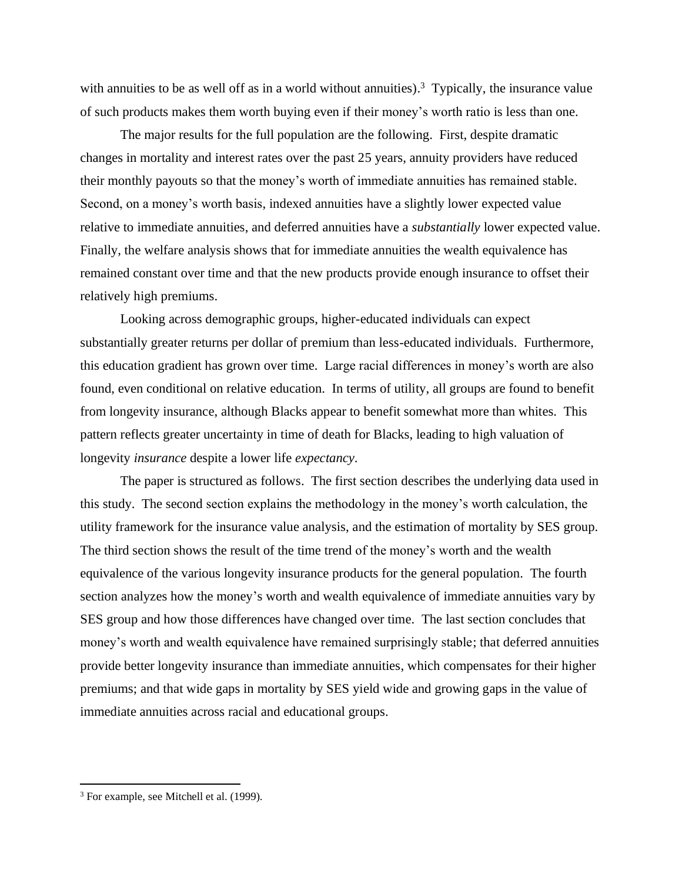with annuities to be as well off as in a world without annuities).[3] Typically, the insurance value of such products makes them worth buying even if their money's worth ratio is less than one.

The major results for the full population are the following. First, despite dramatic changes in mortality and interest rates over the past 25 years, annuity providers have reduced their monthly payouts so that the money's worth of immediate annuities has remained stable. Second, on a money's worth basis, indexed annuities have a slightly lower expected value relative to immediate annuities, and deferred annuities have a *substantially* lower expected value. Finally, the welfare analysis shows that for immediate annuities the wealth equivalence has remained constant over time and that the new products provide enough insurance to offset their relatively high premiums.

Looking across demographic groups, higher-educated individuals can expect substantially greater returns per dollar of premium than less-educated individuals. Furthermore, this education gradient has grown over time. Large racial differences in money's worth are also found, even conditional on relative education. In terms of utility, all groups are found to benefit from longevity insurance, although Blacks appear to benefit somewhat more than whites. This pattern reflects greater uncertainty in time of death for Blacks, leading to high valuation of longevity *insurance* despite a lower life *expectancy*.

The paper is structured as follows. The first section describes the underlying data used in this study. The second section explains the methodology in the money's worth calculation, the utility framework for the insurance value analysis, and the estimation of mortality by SES group. The third section shows the result of the time trend of the money's worth and the wealth equivalence of the various longevity insurance products for the general population. The fourth section analyzes how the money's worth and wealth equivalence of immediate annuities vary by SES group and how those differences have changed over time. The last section concludes that money's worth and wealth equivalence have remained surprisingly stable; that deferred annuities provide better longevity insurance than immediate annuities, which compensates for their higher premiums; and that wide gaps in mortality by SES yield wide and growing gaps in the value of immediate annuities across racial and educational groups.

[3] For example, see Mitchell et al. (1999).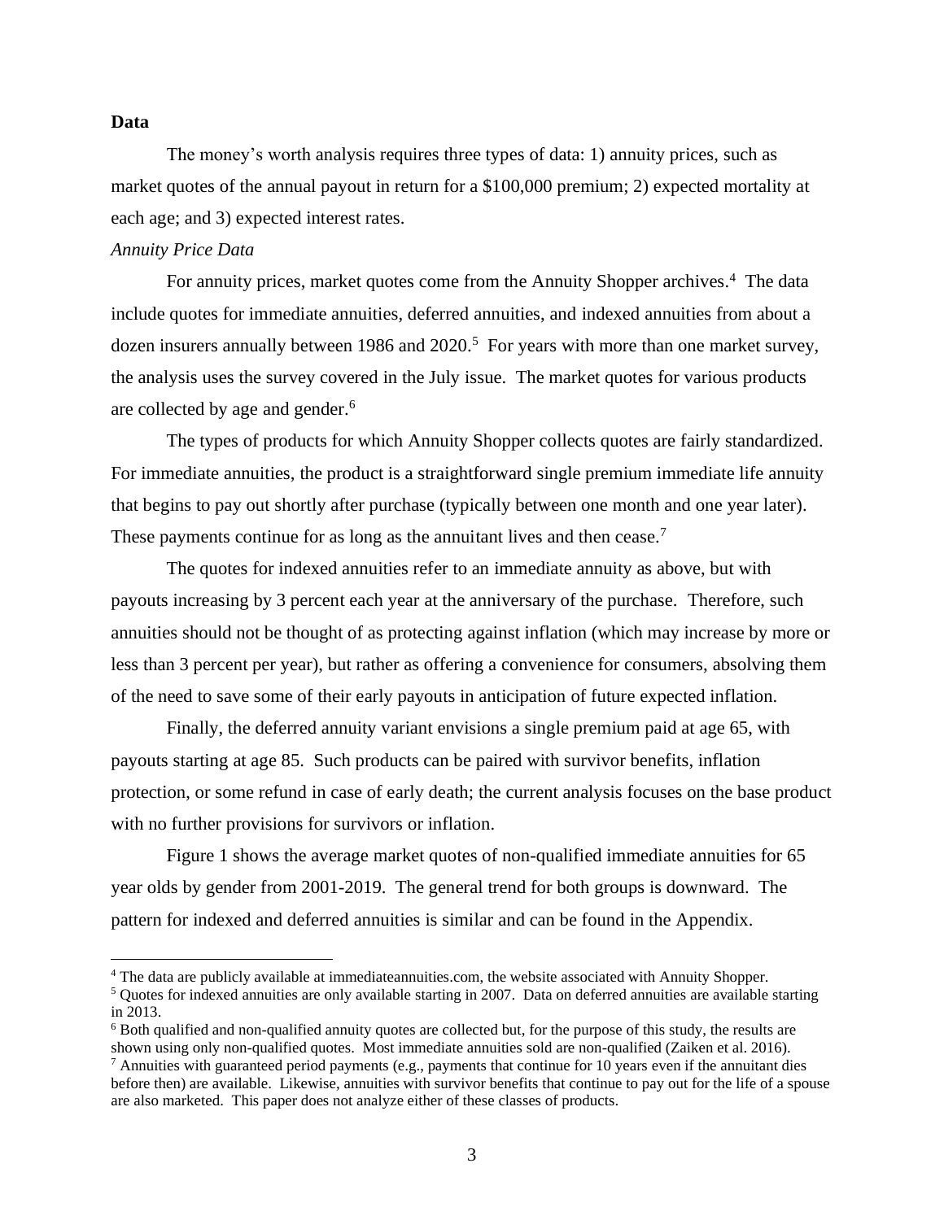**Data**

The money's worth analysis requires three types of data: 1) annuity prices, such as market quotes of the annual payout in return for a $100,000 premium; 2) expected mortality at each age; and 3) expected interest rates.

*Annuity Price Data*

For annuity prices, market quotes come from the Annuity Shopper archives.[4] The data include quotes for immediate annuities, deferred annuities, and indexed annuities from about a dozen insurers annually between 1986 and 2020.[5] For years with more than one market survey, the analysis uses the survey covered in the July issue. The market quotes for various products are collected by age and gender.[6]

The types of products for which Annuity Shopper collects quotes are fairly standardized. For immediate annuities, the product is a straightforward single premium immediate life annuity that begins to pay out shortly after purchase (typically between one month and one year later). These payments continue for as long as the annuitant lives and then cease.[7]

The quotes for indexed annuities refer to an immediate annuity as above, but with payouts increasing by 3 percent each year at the anniversary of the purchase. Therefore, such annuities should not be thought of as protecting against inflation (which may increase by more or less than 3 percent per year), but rather as offering a convenience for consumers, absolving them of the need to save some of their early payouts in anticipation of future expected inflation.

Finally, the deferred annuity variant envisions a single premium paid at age 65, with payouts starting at age 85. Such products can be paired with survivor benefits, inflation protection, or some refund in case of early death; the current analysis focuses on the base product with no further provisions for survivors or inflation.

Figure 1 shows the average market quotes of non-qualified immediate annuities for 65 year olds by gender from 2001-2019. The general trend for both groups is downward. The pattern for indexed and deferred annuities is similar and can be found in the Appendix.

---

[4] The data are publicly available at immediateannuities.com, the website associated with Annuity Shopper.

[5] Quotes for indexed annuities are only available starting in 2007. Data on deferred annuities are available starting in 2013.

[6] Both qualified and non-qualified annuity quotes are collected but, for the purpose of this study, the results are shown using only non-qualified quotes. Most immediate annuities sold are non-qualified (Zaiken et al. 2016).

[7] Annuities with guaranteed period payments (e.g., payments that continue for 10 years even if the annuitant dies before then) are available. Likewise, annuities with survivor benefits that continue to pay out for the life of a spouse are also marketed. This paper does not analyze either of these classes of products.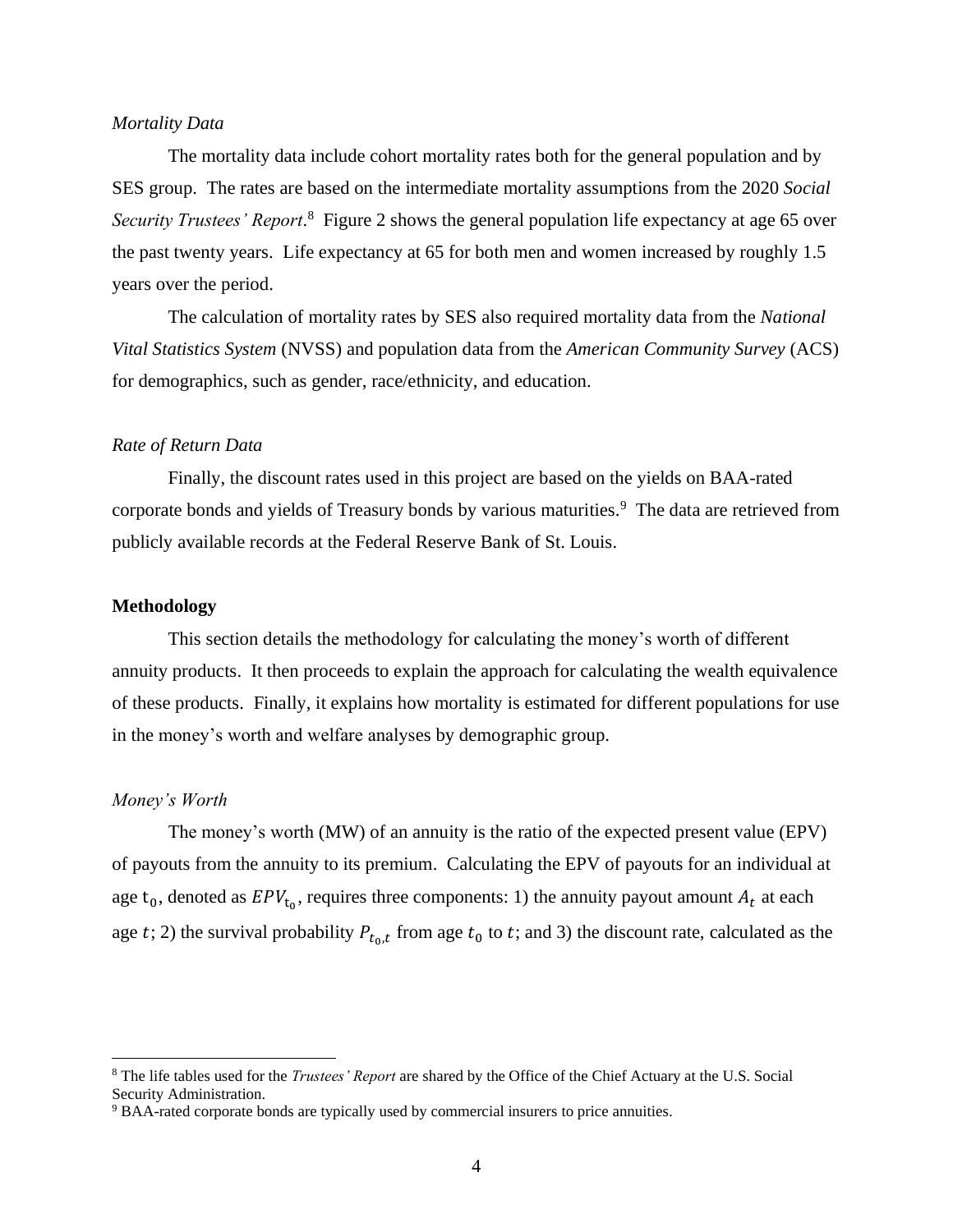*Mortality Data*

The mortality data include cohort mortality rates both for the general population and by SES group. The rates are based on the intermediate mortality assumptions from the 2020 *Social Security Trustees' Report*.[8] Figure 2 shows the general population life expectancy at age 65 over the past twenty years. Life expectancy at 65 for both men and women increased by roughly 1.5 years over the period.

The calculation of mortality rates by SES also required mortality data from the *National Vital Statistics System* (NVSS) and population data from the *American Community Survey* (ACS) for demographics, such as gender, race/ethnicity, and education.

*Rate of Return Data*

Finally, the discount rates used in this project are based on the yields on BAA-rated corporate bonds and yields of Treasury bonds by various maturities.[9] The data are retrieved from publicly available records at the Federal Reserve Bank of St. Louis.

**Methodology**

This section details the methodology for calculating the money's worth of different annuity products. It then proceeds to explain the approach for calculating the wealth equivalence of these products. Finally, it explains how mortality is estimated for different populations for use in the money's worth and welfare analyses by demographic group.

*Money's Worth*

The money's worth (MW) of an annuity is the ratio of the expected present value (EPV) of payouts from the annuity to its premium. Calculating the EPV of payouts for an individual at age $t_0$, denoted as $EPV_{t_0}$, requires three components: 1) the annuity payout amount $A_t$ at each age $t$; 2) the survival probability $P_{t_0,t}$ from age $t_0$ to $t$; and 3) the discount rate, calculated as the

[8] The life tables used for the *Trustees' Report* are shared by the Office of the Chief Actuary at the U.S. Social Security Administration.

[9] BAA-rated corporate bonds are typically used by commercial insurers to price annuities.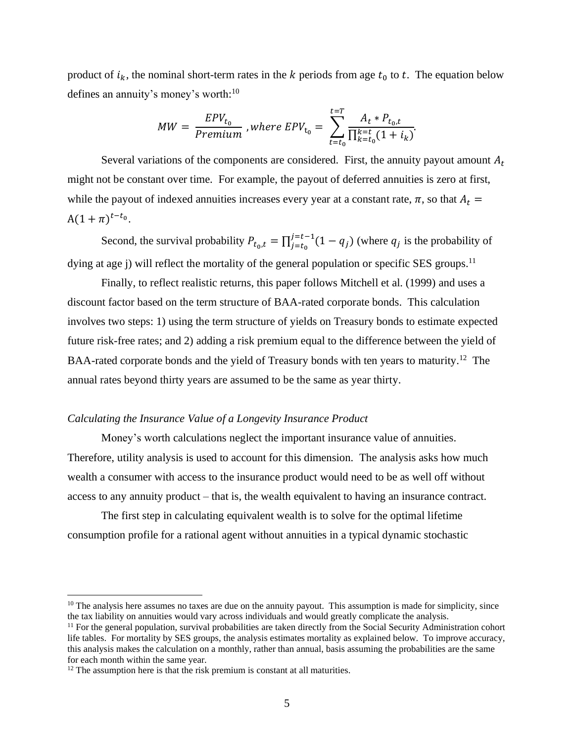product of $i_k$, the nominal short-term rates in the $k$ periods from age $t_0$ to $t$. The equation below defines an annuity's money's worth:[10]

$$MW = \frac{EPV_{t_0}}{Premium}, where\ EPV_{t_0} = \sum_{t=t_0}^{t=T} \frac{A_t * P_{t_0,t}}{\prod_{k=t_0}^{k=t}(1+i_k)}.$$

Several variations of the components are considered. First, the annuity payout amount $A_t$ might not be constant over time. For example, the payout of deferred annuities is zero at first, while the payout of indexed annuities increases every year at a constant rate, $\pi$, so that $A_t = A(1+\pi)^{t-t_0}$.

Second, the survival probability $P_{t_0,t} = \prod_{j=t_0}^{j=t-1}(1-q_j)$ (where $q_j$ is the probability of dying at age j) will reflect the mortality of the general population or specific SES groups.[11]

Finally, to reflect realistic returns, this paper follows Mitchell et al. (1999) and uses a discount factor based on the term structure of BAA-rated corporate bonds. This calculation involves two steps: 1) using the term structure of yields on Treasury bonds to estimate expected future risk-free rates; and 2) adding a risk premium equal to the difference between the yield of BAA-rated corporate bonds and the yield of Treasury bonds with ten years to maturity.[12] The annual rates beyond thirty years are assumed to be the same as year thirty.

*Calculating the Insurance Value of a Longevity Insurance Product*

Money's worth calculations neglect the important insurance value of annuities. Therefore, utility analysis is used to account for this dimension. The analysis asks how much wealth a consumer with access to the insurance product would need to be as well off without access to any annuity product – that is, the wealth equivalent to having an insurance contract.

The first step in calculating equivalent wealth is to solve for the optimal lifetime consumption profile for a rational agent without annuities in a typical dynamic stochastic

---

[10] The analysis here assumes no taxes are due on the annuity payout. This assumption is made for simplicity, since the tax liability on annuities would vary across individuals and would greatly complicate the analysis.

[11] For the general population, survival probabilities are taken directly from the Social Security Administration cohort life tables. For mortality by SES groups, the analysis estimates mortality as explained below. To improve accuracy, this analysis makes the calculation on a monthly, rather than annual, basis assuming the probabilities are the same for each month within the same year.

[12] The assumption here is that the risk premium is constant at all maturities.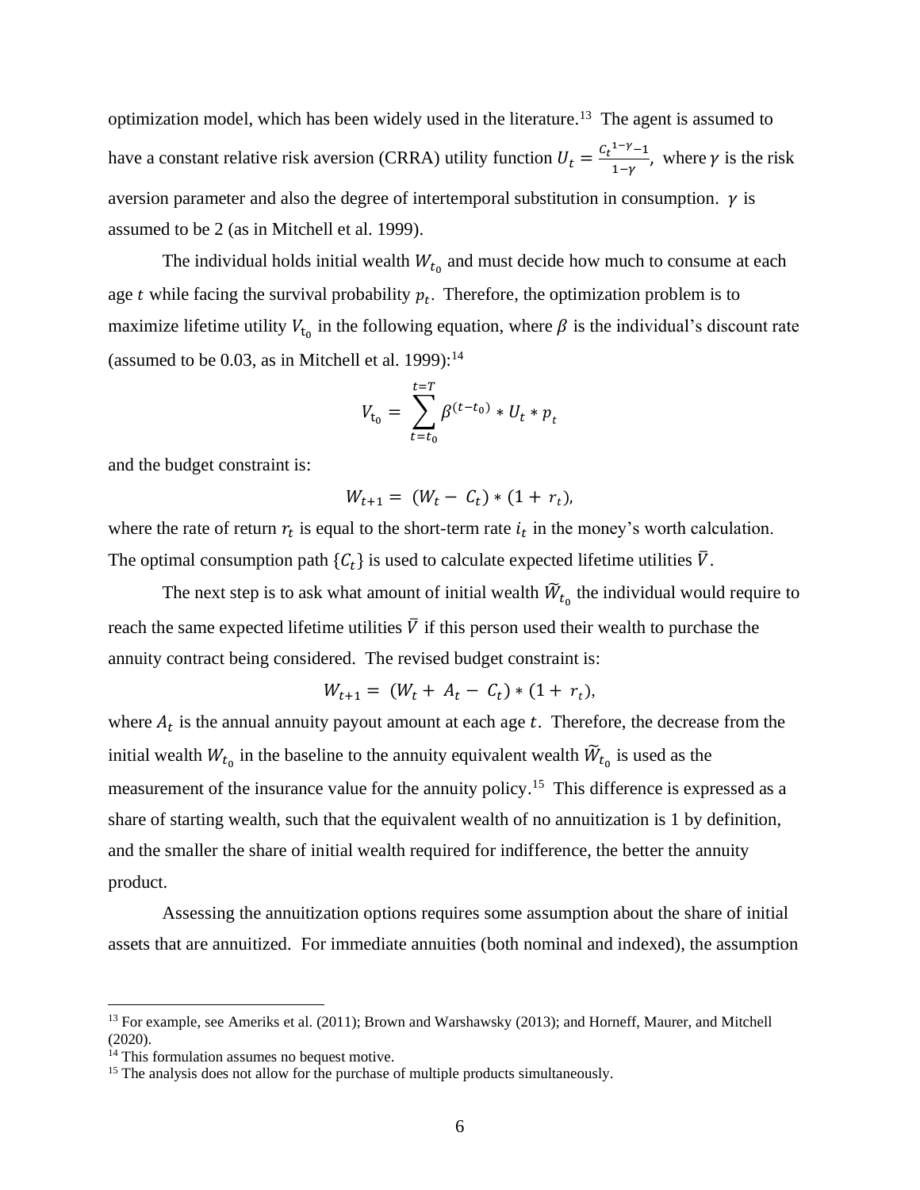optimization model, which has been widely used in the literature.[13] The agent is assumed to have a constant relative risk aversion (CRRA) utility function $U_t = \frac{C_t^{1-\gamma}-1}{1-\gamma}$, where $\gamma$ is the risk aversion parameter and also the degree of intertemporal substitution in consumption. $\gamma$ is assumed to be 2 (as in Mitchell et al. 1999).

The individual holds initial wealth $W_{t_0}$ and must decide how much to consume at each age $t$ while facing the survival probability $p_t$. Therefore, the optimization problem is to maximize lifetime utility $V_{t_0}$ in the following equation, where $\beta$ is the individual's discount rate (assumed to be 0.03, as in Mitchell et al. 1999):[14]

$$V_{t_0} = \sum_{t=t_0}^{t=T} \beta^{(t-t_0)} * U_t * p_t$$

and the budget constraint is:

$$W_{t+1} = (W_t - C_t) * (1 + r_t),$$

where the rate of return $r_t$ is equal to the short-term rate $i_t$ in the money's worth calculation. The optimal consumption path $\{C_t\}$ is used to calculate expected lifetime utilities $\bar{V}$.

The next step is to ask what amount of initial wealth $\widetilde{W}_{t_0}$ the individual would require to reach the same expected lifetime utilities $\bar{V}$ if this person used their wealth to purchase the annuity contract being considered. The revised budget constraint is:

$$W_{t+1} = (W_t + A_t - C_t) * (1 + r_t),$$

where $A_t$ is the annual annuity payout amount at each age $t$. Therefore, the decrease from the initial wealth $W_{t_0}$ in the baseline to the annuity equivalent wealth $\widetilde{W}_{t_0}$ is used as the measurement of the insurance value for the annuity policy.[15] This difference is expressed as a share of starting wealth, such that the equivalent wealth of no annuitization is 1 by definition, and the smaller the share of initial wealth required for indifference, the better the annuity product.

Assessing the annuitization options requires some assumption about the share of initial assets that are annuitized. For immediate annuities (both nominal and indexed), the assumption

---

[13] For example, see Ameriks et al. (2011); Brown and Warshawsky (2013); and Horneff, Maurer, and Mitchell (2020).

[14] This formulation assumes no bequest motive.

[15] The analysis does not allow for the purchase of multiple products simultaneously.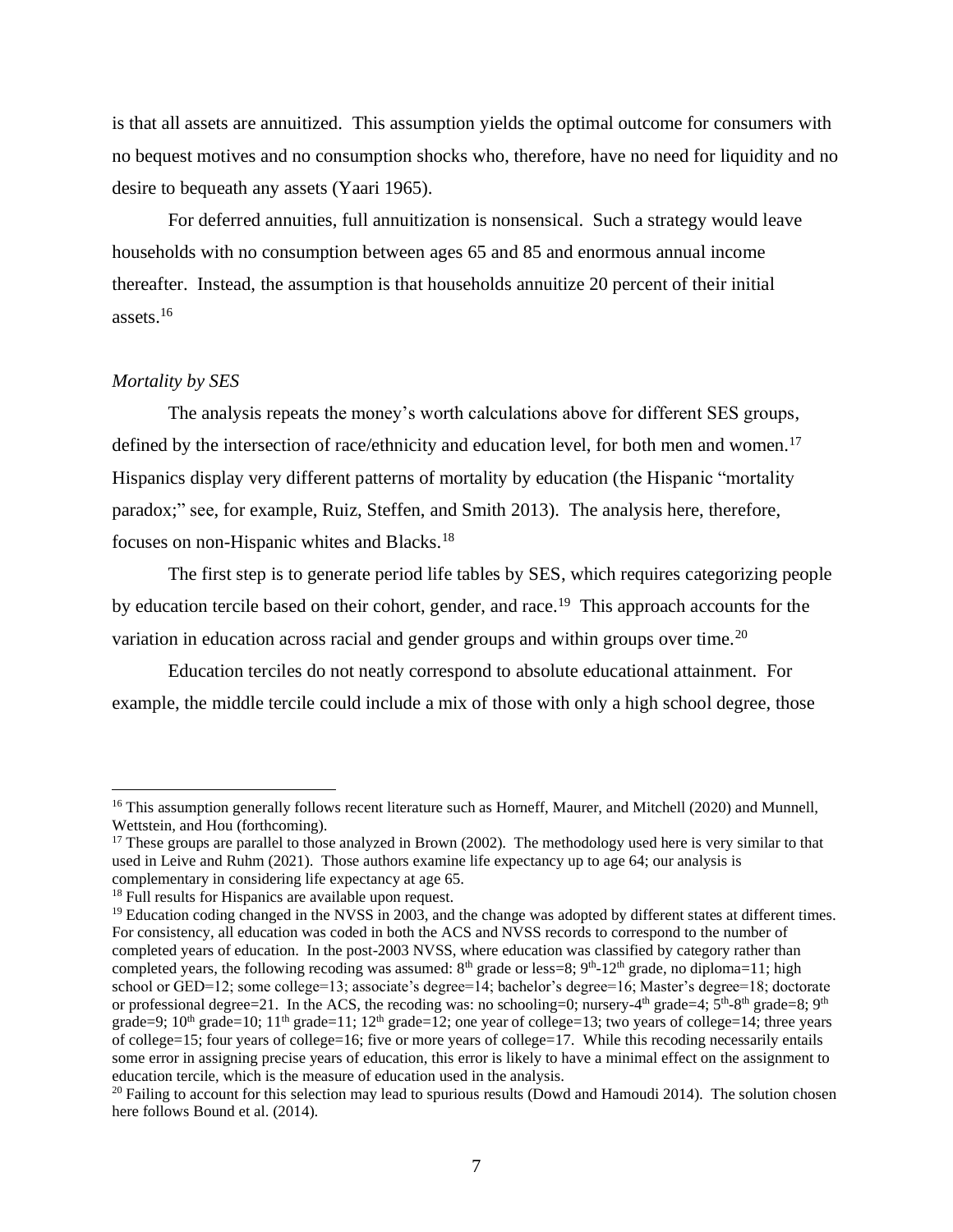is that all assets are annuitized. This assumption yields the optimal outcome for consumers with no bequest motives and no consumption shocks who, therefore, have no need for liquidity and no desire to bequeath any assets (Yaari 1965).

For deferred annuities, full annuitization is nonsensical. Such a strategy would leave households with no consumption between ages 65 and 85 and enormous annual income thereafter. Instead, the assumption is that households annuitize 20 percent of their initial assets.[16]

*Mortality by SES*

The analysis repeats the money's worth calculations above for different SES groups, defined by the intersection of race/ethnicity and education level, for both men and women.[17] Hispanics display very different patterns of mortality by education (the Hispanic "mortality paradox;" see, for example, Ruiz, Steffen, and Smith 2013). The analysis here, therefore, focuses on non-Hispanic whites and Blacks.[18]

The first step is to generate period life tables by SES, which requires categorizing people by education tercile based on their cohort, gender, and race.[19] This approach accounts for the variation in education across racial and gender groups and within groups over time.[20]

Education terciles do not neatly correspond to absolute educational attainment. For example, the middle tercile could include a mix of those with only a high school degree, those

---

[16] This assumption generally follows recent literature such as Horneff, Maurer, and Mitchell (2020) and Munnell, Wettstein, and Hou (forthcoming).

[17] These groups are parallel to those analyzed in Brown (2002). The methodology used here is very similar to that used in Leive and Ruhm (2021). Those authors examine life expectancy up to age 64; our analysis is complementary in considering life expectancy at age 65.

[18] Full results for Hispanics are available upon request.

[19] Education coding changed in the NVSS in 2003, and the change was adopted by different states at different times. For consistency, all education was coded in both the ACS and NVSS records to correspond to the number of completed years of education. In the post-2003 NVSS, where education was classified by category rather than completed years, the following recoding was assumed: 8th grade or less=8; 9th-12th grade, no diploma=11; high school or GED=12; some college=13; associate's degree=14; bachelor's degree=16; Master's degree=18; doctorate or professional degree=21. In the ACS, the recoding was: no schooling=0; nursery-4th grade=4; 5th-8th grade=8; 9th grade=9; 10th grade=10; 11th grade=11; 12th grade=12; one year of college=13; two years of college=14; three years of college=15; four years of college=16; five or more years of college=17. While this recoding necessarily entails some error in assigning precise years of education, this error is likely to have a minimal effect on the assignment to education tercile, which is the measure of education used in the analysis.

[20] Failing to account for this selection may lead to spurious results (Dowd and Hamoudi 2014). The solution chosen here follows Bound et al. (2014).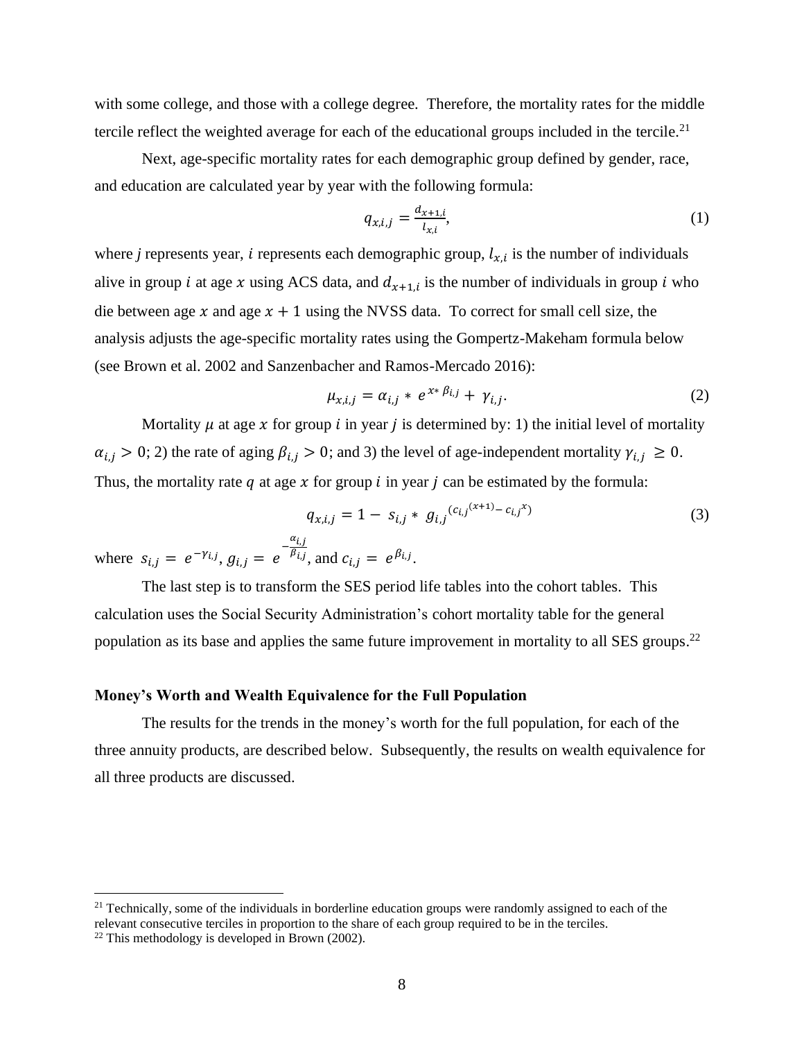with some college, and those with a college degree. Therefore, the mortality rates for the middle tercile reflect the weighted average for each of the educational groups included in the tercile.[21]

Next, age-specific mortality rates for each demographic group defined by gender, race, and education are calculated year by year with the following formula:

$$q_{x,i,j} = \frac{d_{x+1,i}}{l_{x,i}}, \tag{1}$$

where $j$ represents year, $i$ represents each demographic group, $l_{x,i}$ is the number of individuals alive in group $i$ at age $x$ using ACS data, and $d_{x+1,i}$ is the number of individuals in group $i$ who die between age $x$ and age $x+1$ using the NVSS data. To correct for small cell size, the analysis adjusts the age-specific mortality rates using the Gompertz-Makeham formula below (see Brown et al. 2002 and Sanzenbacher and Ramos-Mercado 2016):

$$\mu_{x,i,j} = \alpha_{i,j} * e^{x * \beta_{i,j}} + \gamma_{i,j}. \tag{2}$$

Mortality $\mu$ at age $x$ for group $i$ in year $j$ is determined by: 1) the initial level of mortality $\alpha_{i,j} > 0$; 2) the rate of aging $\beta_{i,j} > 0$; and 3) the level of age-independent mortality $\gamma_{i,j} \geq 0$. Thus, the mortality rate $q$ at age $x$ for group $i$ in year $j$ can be estimated by the formula:

$$q_{x,i,j} = 1 - s_{i,j} * g_{i,j}^{(c_{i,j}^{(x+1)} - c_{i,j}^{x})} \tag{3}$$

where $s_{i,j} = e^{-\gamma_{i,j}}$, $g_{i,j} = e^{-\frac{\alpha_{i,j}}{\beta_{i,j}}}$, and $c_{i,j} = e^{\beta_{i,j}}$.

The last step is to transform the SES period life tables into the cohort tables. This calculation uses the Social Security Administration's cohort mortality table for the general population as its base and applies the same future improvement in mortality to all SES groups.[22]

**Money's Worth and Wealth Equivalence for the Full Population**

The results for the trends in the money's worth for the full population, for each of the three annuity products, are described below. Subsequently, the results on wealth equivalence for all three products are discussed.

[21] Technically, some of the individuals in borderline education groups were randomly assigned to each of the relevant consecutive terciles in proportion to the share of each group required to be in the terciles.

[22] This methodology is developed in Brown (2002).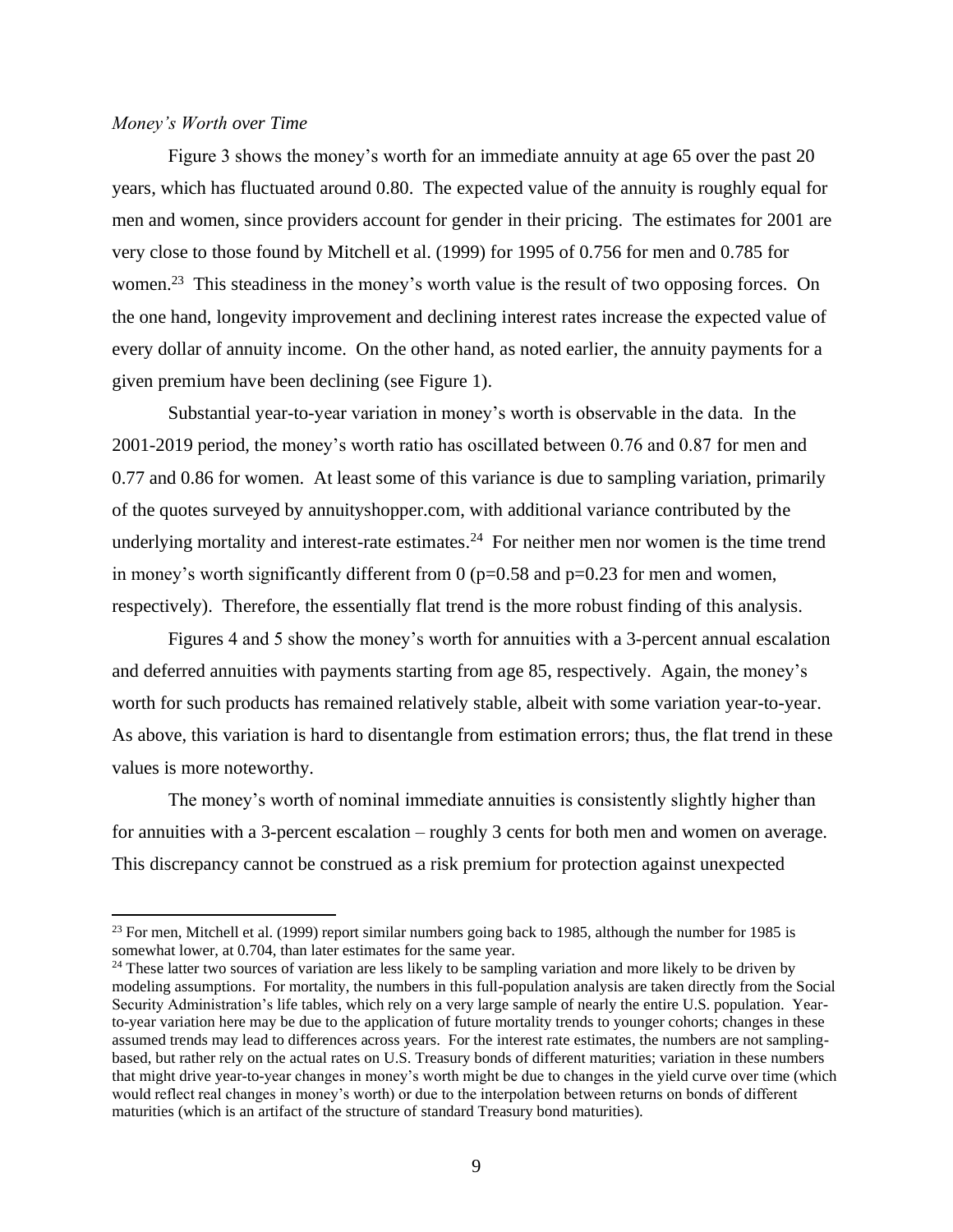*Money's Worth over Time*

Figure 3 shows the money's worth for an immediate annuity at age 65 over the past 20 years, which has fluctuated around 0.80. The expected value of the annuity is roughly equal for men and women, since providers account for gender in their pricing. The estimates for 2001 are very close to those found by Mitchell et al. (1999) for 1995 of 0.756 for men and 0.785 for women.[23] This steadiness in the money's worth value is the result of two opposing forces. On the one hand, longevity improvement and declining interest rates increase the expected value of every dollar of annuity income. On the other hand, as noted earlier, the annuity payments for a given premium have been declining (see Figure 1).

Substantial year-to-year variation in money's worth is observable in the data. In the 2001-2019 period, the money's worth ratio has oscillated between 0.76 and 0.87 for men and 0.77 and 0.86 for women. At least some of this variance is due to sampling variation, primarily of the quotes surveyed by annuityshopper.com, with additional variance contributed by the underlying mortality and interest-rate estimates.[24] For neither men nor women is the time trend in money's worth significantly different from 0 ($p=0.58$ and $p=0.23$ for men and women, respectively). Therefore, the essentially flat trend is the more robust finding of this analysis.

Figures 4 and 5 show the money's worth for annuities with a 3-percent annual escalation and deferred annuities with payments starting from age 85, respectively. Again, the money's worth for such products has remained relatively stable, albeit with some variation year-to-year. As above, this variation is hard to disentangle from estimation errors; thus, the flat trend in these values is more noteworthy.

The money's worth of nominal immediate annuities is consistently slightly higher than for annuities with a 3-percent escalation – roughly 3 cents for both men and women on average. This discrepancy cannot be construed as a risk premium for protection against unexpected

[23] For men, Mitchell et al. (1999) report similar numbers going back to 1985, although the number for 1985 is somewhat lower, at 0.704, than later estimates for the same year.

[24] These latter two sources of variation are less likely to be sampling variation and more likely to be driven by modeling assumptions. For mortality, the numbers in this full-population analysis are taken directly from the Social Security Administration's life tables, which rely on a very large sample of nearly the entire U.S. population. Year-to-year variation here may be due to the application of future mortality trends to younger cohorts; changes in these assumed trends may lead to differences across years. For the interest rate estimates, the numbers are not sampling-based, but rather rely on the actual rates on U.S. Treasury bonds of different maturities; variation in these numbers that might drive year-to-year changes in money's worth might be due to changes in the yield curve over time (which would reflect real changes in money's worth) or due to the interpolation between returns on bonds of different maturities (which is an artifact of the structure of standard Treasury bond maturities).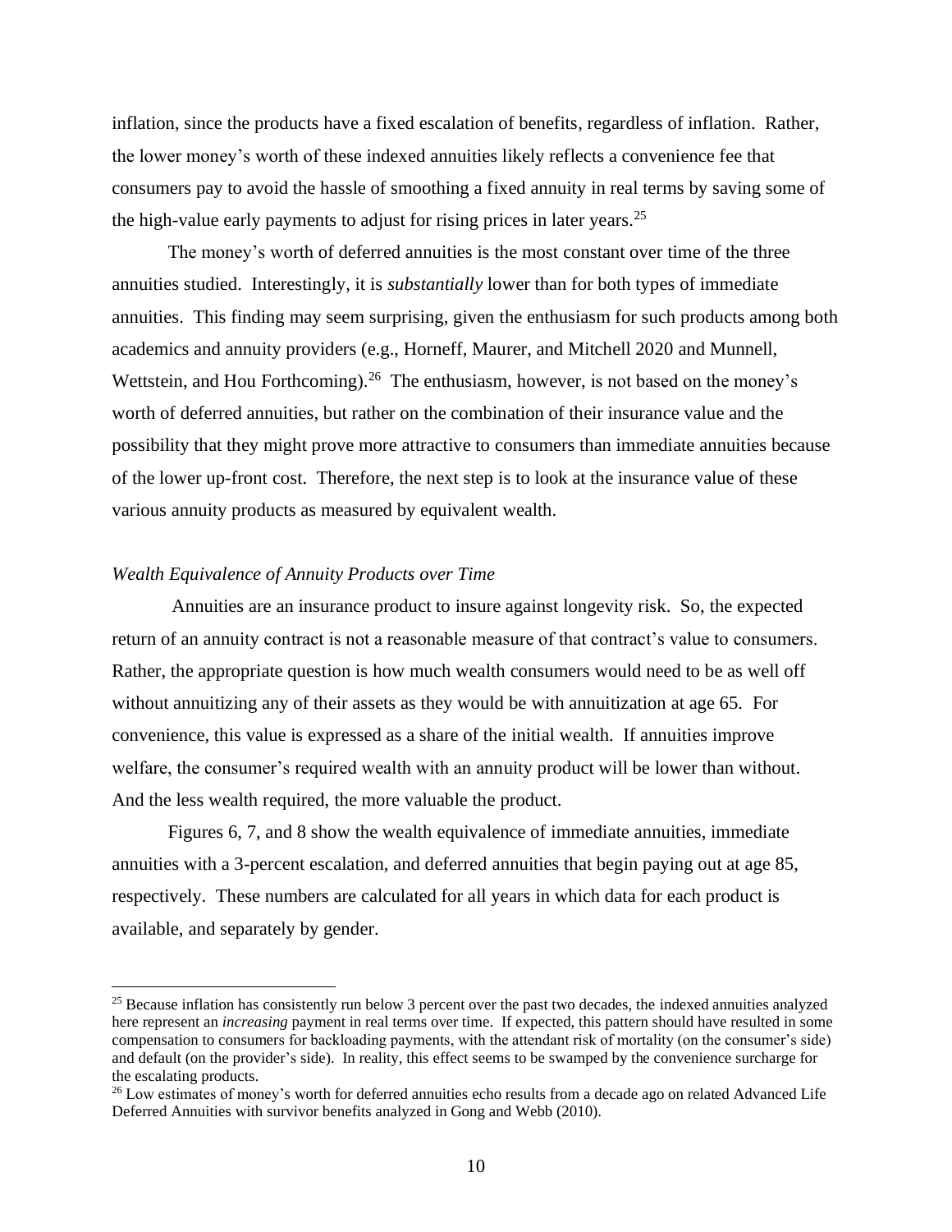inflation, since the products have a fixed escalation of benefits, regardless of inflation. Rather, the lower money's worth of these indexed annuities likely reflects a convenience fee that consumers pay to avoid the hassle of smoothing a fixed annuity in real terms by saving some of the high-value early payments to adjust for rising prices in later years.[25]

The money's worth of deferred annuities is the most constant over time of the three annuities studied. Interestingly, it is *substantially* lower than for both types of immediate annuities. This finding may seem surprising, given the enthusiasm for such products among both academics and annuity providers (e.g., Horneff, Maurer, and Mitchell 2020 and Munnell, Wettstein, and Hou Forthcoming).[26] The enthusiasm, however, is not based on the money's worth of deferred annuities, but rather on the combination of their insurance value and the possibility that they might prove more attractive to consumers than immediate annuities because of the lower up-front cost. Therefore, the next step is to look at the insurance value of these various annuity products as measured by equivalent wealth.

### *Wealth Equivalence of Annuity Products over Time*

Annuities are an insurance product to insure against longevity risk. So, the expected return of an annuity contract is not a reasonable measure of that contract's value to consumers. Rather, the appropriate question is how much wealth consumers would need to be as well off without annuitizing any of their assets as they would be with annuitization at age 65. For convenience, this value is expressed as a share of the initial wealth. If annuities improve welfare, the consumer's required wealth with an annuity product will be lower than without. And the less wealth required, the more valuable the product.

Figures 6, 7, and 8 show the wealth equivalence of immediate annuities, immediate annuities with a 3-percent escalation, and deferred annuities that begin paying out at age 85, respectively. These numbers are calculated for all years in which data for each product is available, and separately by gender.

---

[25] Because inflation has consistently run below 3 percent over the past two decades, the indexed annuities analyzed here represent an *increasing* payment in real terms over time. If expected, this pattern should have resulted in some compensation to consumers for backloading payments, with the attendant risk of mortality (on the consumer's side) and default (on the provider's side). In reality, this effect seems to be swamped by the convenience surcharge for the escalating products.

[26] Low estimates of money's worth for deferred annuities echo results from a decade ago on related Advanced Life Deferred Annuities with survivor benefits analyzed in Gong and Webb (2010).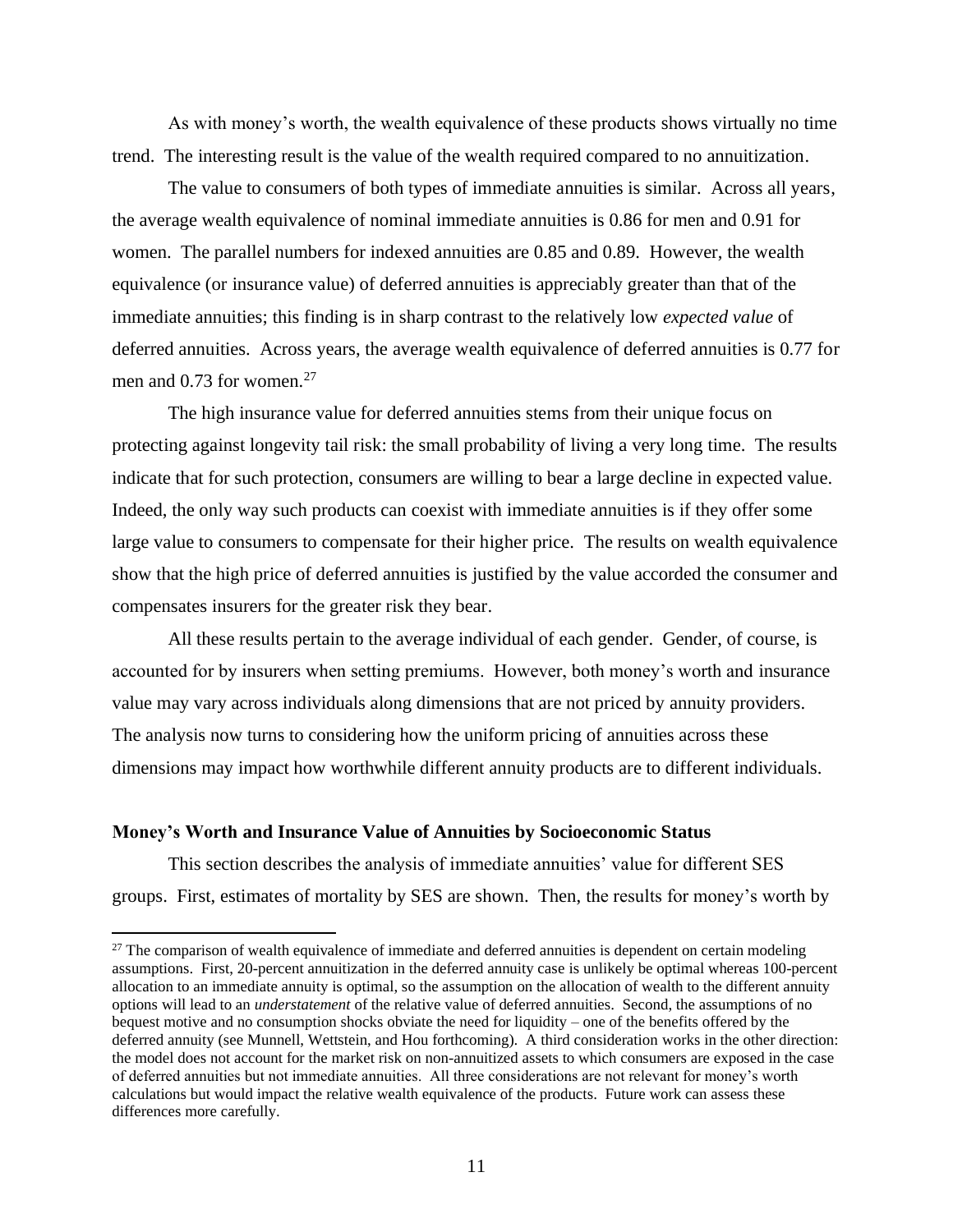As with money's worth, the wealth equivalence of these products shows virtually no time trend. The interesting result is the value of the wealth required compared to no annuitization.

The value to consumers of both types of immediate annuities is similar. Across all years, the average wealth equivalence of nominal immediate annuities is 0.86 for men and 0.91 for women. The parallel numbers for indexed annuities are 0.85 and 0.89. However, the wealth equivalence (or insurance value) of deferred annuities is appreciably greater than that of the immediate annuities; this finding is in sharp contrast to the relatively low *expected value* of deferred annuities. Across years, the average wealth equivalence of deferred annuities is 0.77 for men and 0.73 for women.[27]

The high insurance value for deferred annuities stems from their unique focus on protecting against longevity tail risk: the small probability of living a very long time. The results indicate that for such protection, consumers are willing to bear a large decline in expected value. Indeed, the only way such products can coexist with immediate annuities is if they offer some large value to consumers to compensate for their higher price. The results on wealth equivalence show that the high price of deferred annuities is justified by the value accorded the consumer and compensates insurers for the greater risk they bear.

All these results pertain to the average individual of each gender. Gender, of course, is accounted for by insurers when setting premiums. However, both money's worth and insurance value may vary across individuals along dimensions that are not priced by annuity providers. The analysis now turns to considering how the uniform pricing of annuities across these dimensions may impact how worthwhile different annuity products are to different individuals.

### Money's Worth and Insurance Value of Annuities by Socioeconomic Status

This section describes the analysis of immediate annuities' value for different SES groups. First, estimates of mortality by SES are shown. Then, the results for money's worth by

[27] The comparison of wealth equivalence of immediate and deferred annuities is dependent on certain modeling assumptions. First, 20-percent annuitization in the deferred annuity case is unlikely be optimal whereas 100-percent allocation to an immediate annuity is optimal, so the assumption on the allocation of wealth to the different annuity options will lead to an *understatement* of the relative value of deferred annuities. Second, the assumptions of no bequest motive and no consumption shocks obviate the need for liquidity – one of the benefits offered by the deferred annuity (see Munnell, Wettstein, and Hou forthcoming). A third consideration works in the other direction: the model does not account for the market risk on non-annuitized assets to which consumers are exposed in the case of deferred annuities but not immediate annuities. All three considerations are not relevant for money's worth calculations but would impact the relative wealth equivalence of the products. Future work can assess these differences more carefully.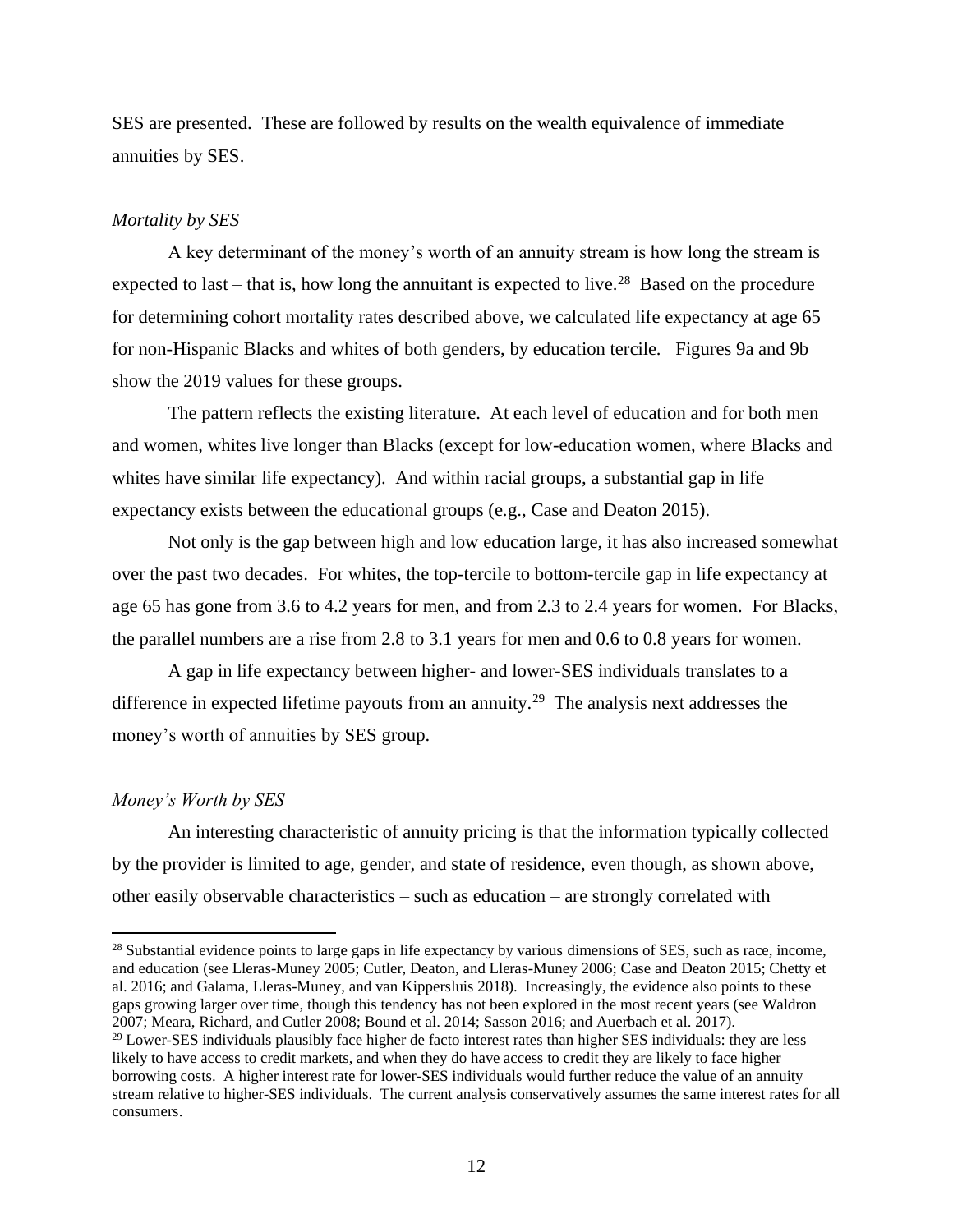SES are presented. These are followed by results on the wealth equivalence of immediate annuities by SES.

*Mortality by SES*

A key determinant of the money's worth of an annuity stream is how long the stream is expected to last – that is, how long the annuitant is expected to live.[28] Based on the procedure for determining cohort mortality rates described above, we calculated life expectancy at age 65 for non-Hispanic Blacks and whites of both genders, by education tercile. Figures 9a and 9b show the 2019 values for these groups.

The pattern reflects the existing literature. At each level of education and for both men and women, whites live longer than Blacks (except for low-education women, where Blacks and whites have similar life expectancy). And within racial groups, a substantial gap in life expectancy exists between the educational groups (e.g., Case and Deaton 2015).

Not only is the gap between high and low education large, it has also increased somewhat over the past two decades. For whites, the top-tercile to bottom-tercile gap in life expectancy at age 65 has gone from 3.6 to 4.2 years for men, and from 2.3 to 2.4 years for women. For Blacks, the parallel numbers are a rise from 2.8 to 3.1 years for men and 0.6 to 0.8 years for women.

A gap in life expectancy between higher- and lower-SES individuals translates to a difference in expected lifetime payouts from an annuity.[29] The analysis next addresses the money's worth of annuities by SES group.

*Money's Worth by SES*

An interesting characteristic of annuity pricing is that the information typically collected by the provider is limited to age, gender, and state of residence, even though, as shown above, other easily observable characteristics – such as education – are strongly correlated with

---

[28] Substantial evidence points to large gaps in life expectancy by various dimensions of SES, such as race, income, and education (see Lleras-Muney 2005; Cutler, Deaton, and Lleras-Muney 2006; Case and Deaton 2015; Chetty et al. 2016; and Galama, Lleras-Muney, and van Kippersluis 2018). Increasingly, the evidence also points to these gaps growing larger over time, though this tendency has not been explored in the most recent years (see Waldron 2007; Meara, Richard, and Cutler 2008; Bound et al. 2014; Sasson 2016; and Auerbach et al. 2017).

[29] Lower-SES individuals plausibly face higher de facto interest rates than higher SES individuals: they are less likely to have access to credit markets, and when they do have access to credit they are likely to face higher borrowing costs. A higher interest rate for lower-SES individuals would further reduce the value of an annuity stream relative to higher-SES individuals. The current analysis conservatively assumes the same interest rates for all consumers.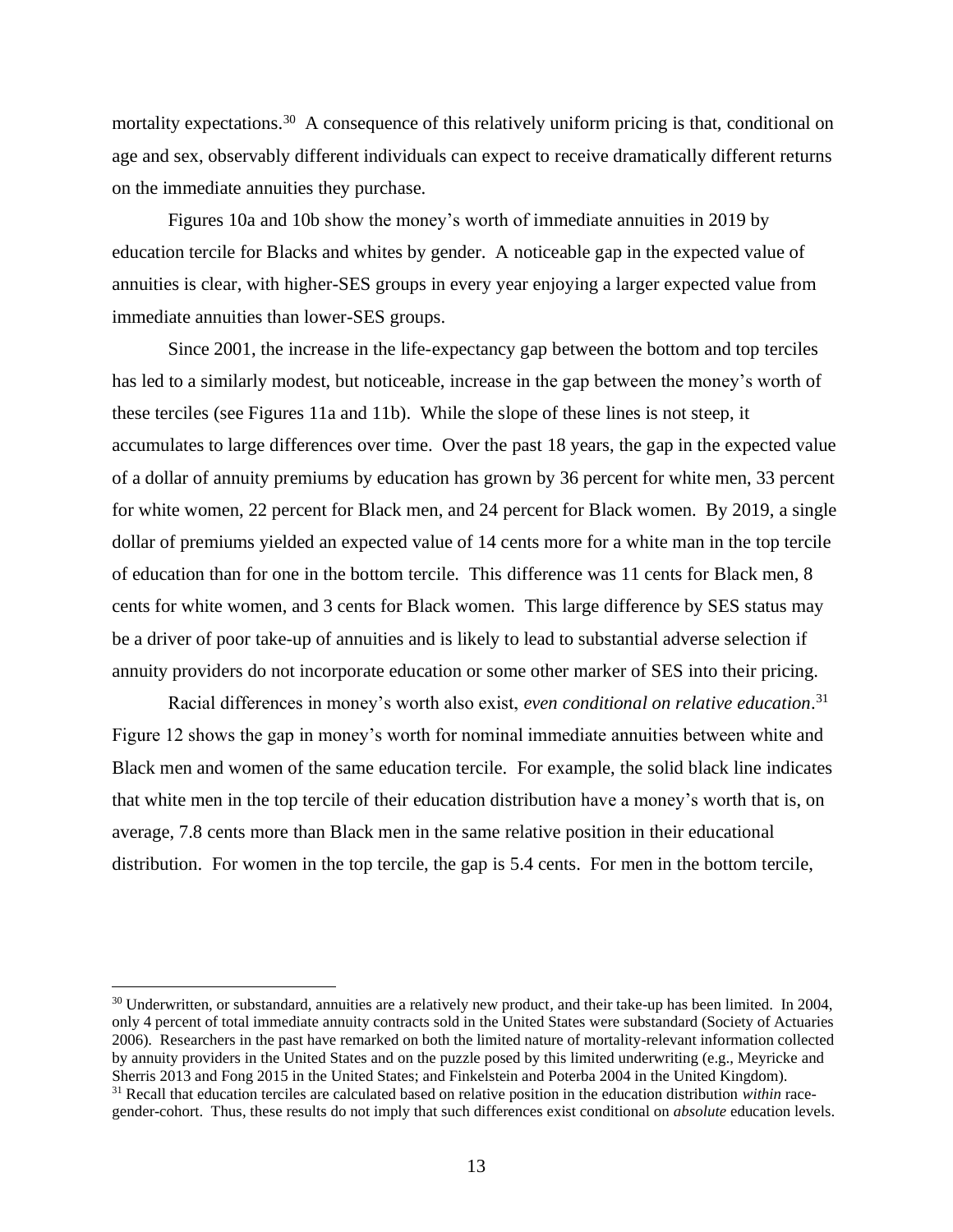mortality expectations.[30] A consequence of this relatively uniform pricing is that, conditional on age and sex, observably different individuals can expect to receive dramatically different returns on the immediate annuities they purchase.

Figures 10a and 10b show the money's worth of immediate annuities in 2019 by education tercile for Blacks and whites by gender. A noticeable gap in the expected value of annuities is clear, with higher-SES groups in every year enjoying a larger expected value from immediate annuities than lower-SES groups.

Since 2001, the increase in the life-expectancy gap between the bottom and top terciles has led to a similarly modest, but noticeable, increase in the gap between the money's worth of these terciles (see Figures 11a and 11b). While the slope of these lines is not steep, it accumulates to large differences over time. Over the past 18 years, the gap in the expected value of a dollar of annuity premiums by education has grown by 36 percent for white men, 33 percent for white women, 22 percent for Black men, and 24 percent for Black women. By 2019, a single dollar of premiums yielded an expected value of 14 cents more for a white man in the top tercile of education than for one in the bottom tercile. This difference was 11 cents for Black men, 8 cents for white women, and 3 cents for Black women. This large difference by SES status may be a driver of poor take-up of annuities and is likely to lead to substantial adverse selection if annuity providers do not incorporate education or some other marker of SES into their pricing.

Racial differences in money's worth also exist, *even conditional on relative education*.[31] Figure 12 shows the gap in money's worth for nominal immediate annuities between white and Black men and women of the same education tercile. For example, the solid black line indicates that white men in the top tercile of their education distribution have a money's worth that is, on average, 7.8 cents more than Black men in the same relative position in their educational distribution. For women in the top tercile, the gap is 5.4 cents. For men in the bottom tercile,

[30] Underwritten, or substandard, annuities are a relatively new product, and their take-up has been limited. In 2004, only 4 percent of total immediate annuity contracts sold in the United States were substandard (Society of Actuaries 2006). Researchers in the past have remarked on both the limited nature of mortality-relevant information collected by annuity providers in the United States and on the puzzle posed by this limited underwriting (e.g., Meyricke and Sherris 2013 and Fong 2015 in the United States; and Finkelstein and Poterba 2004 in the United Kingdom).

[31] Recall that education terciles are calculated based on relative position in the education distribution *within* race-gender-cohort. Thus, these results do not imply that such differences exist conditional on *absolute* education levels.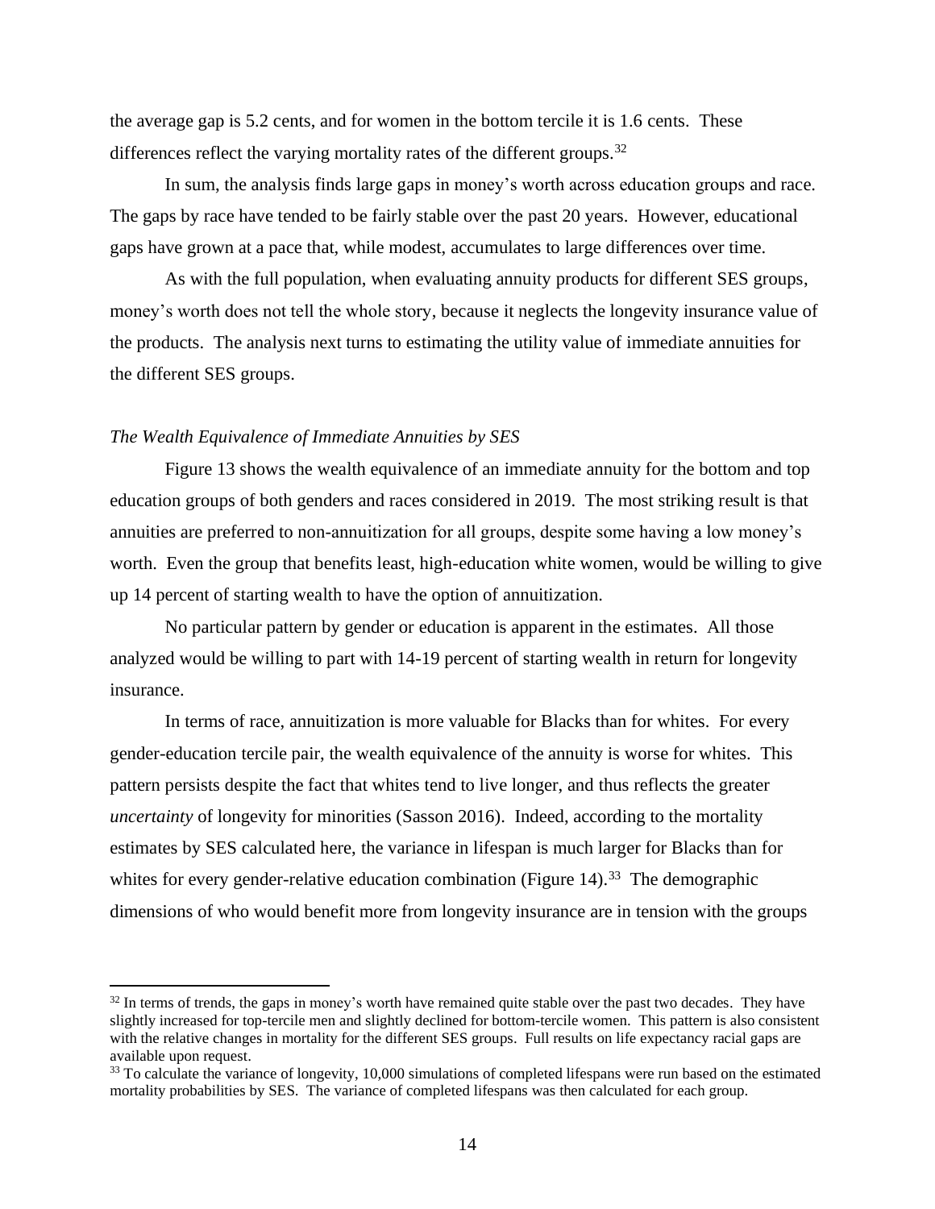the average gap is 5.2 cents, and for women in the bottom tercile it is 1.6 cents. These differences reflect the varying mortality rates of the different groups.[32]

In sum, the analysis finds large gaps in money's worth across education groups and race. The gaps by race have tended to be fairly stable over the past 20 years. However, educational gaps have grown at a pace that, while modest, accumulates to large differences over time.

As with the full population, when evaluating annuity products for different SES groups, money's worth does not tell the whole story, because it neglects the longevity insurance value of the products. The analysis next turns to estimating the utility value of immediate annuities for the different SES groups.

*The Wealth Equivalence of Immediate Annuities by SES*

Figure 13 shows the wealth equivalence of an immediate annuity for the bottom and top education groups of both genders and races considered in 2019. The most striking result is that annuities are preferred to non-annuitization for all groups, despite some having a low money's worth. Even the group that benefits least, high-education white women, would be willing to give up 14 percent of starting wealth to have the option of annuitization.

No particular pattern by gender or education is apparent in the estimates. All those analyzed would be willing to part with 14-19 percent of starting wealth in return for longevity insurance.

In terms of race, annuitization is more valuable for Blacks than for whites. For every gender-education tercile pair, the wealth equivalence of the annuity is worse for whites. This pattern persists despite the fact that whites tend to live longer, and thus reflects the greater *uncertainty* of longevity for minorities (Sasson 2016). Indeed, according to the mortality estimates by SES calculated here, the variance in lifespan is much larger for Blacks than for whites for every gender-relative education combination (Figure 14).[33] The demographic dimensions of who would benefit more from longevity insurance are in tension with the groups

---

[32] In terms of trends, the gaps in money's worth have remained quite stable over the past two decades. They have slightly increased for top-tercile men and slightly declined for bottom-tercile women. This pattern is also consistent with the relative changes in mortality for the different SES groups. Full results on life expectancy racial gaps are available upon request.

[33] To calculate the variance of longevity, 10,000 simulations of completed lifespans were run based on the estimated mortality probabilities by SES. The variance of completed lifespans was then calculated for each group.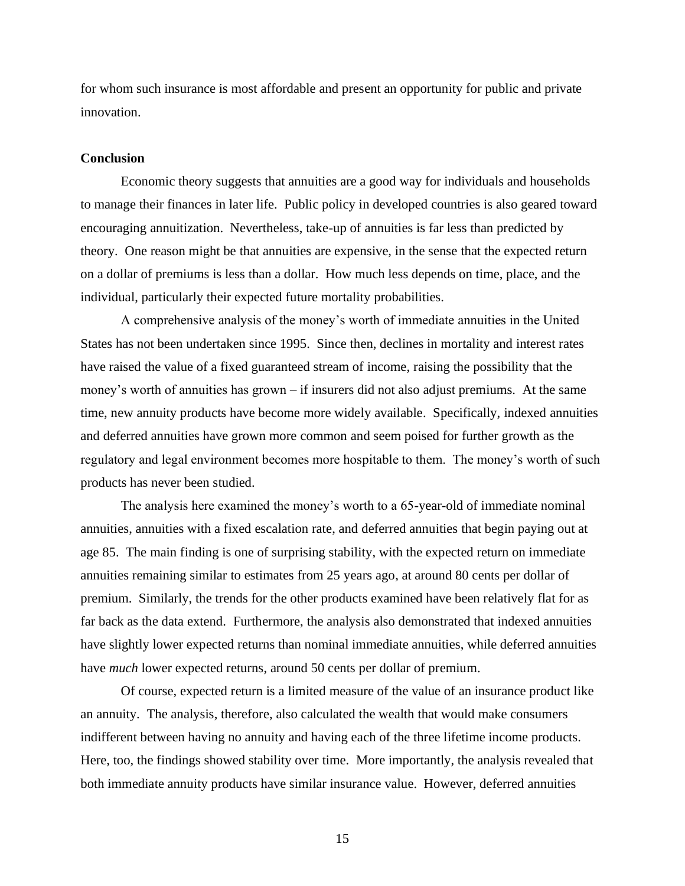for whom such insurance is most affordable and present an opportunity for public and private innovation.

**Conclusion**

Economic theory suggests that annuities are a good way for individuals and households to manage their finances in later life. Public policy in developed countries is also geared toward encouraging annuitization. Nevertheless, take-up of annuities is far less than predicted by theory. One reason might be that annuities are expensive, in the sense that the expected return on a dollar of premiums is less than a dollar. How much less depends on time, place, and the individual, particularly their expected future mortality probabilities.

A comprehensive analysis of the money's worth of immediate annuities in the United States has not been undertaken since 1995. Since then, declines in mortality and interest rates have raised the value of a fixed guaranteed stream of income, raising the possibility that the money's worth of annuities has grown – if insurers did not also adjust premiums. At the same time, new annuity products have become more widely available. Specifically, indexed annuities and deferred annuities have grown more common and seem poised for further growth as the regulatory and legal environment becomes more hospitable to them. The money's worth of such products has never been studied.

The analysis here examined the money's worth to a 65-year-old of immediate nominal annuities, annuities with a fixed escalation rate, and deferred annuities that begin paying out at age 85. The main finding is one of surprising stability, with the expected return on immediate annuities remaining similar to estimates from 25 years ago, at around 80 cents per dollar of premium. Similarly, the trends for the other products examined have been relatively flat for as far back as the data extend. Furthermore, the analysis also demonstrated that indexed annuities have slightly lower expected returns than nominal immediate annuities, while deferred annuities have *much* lower expected returns, around 50 cents per dollar of premium.

Of course, expected return is a limited measure of the value of an insurance product like an annuity. The analysis, therefore, also calculated the wealth that would make consumers indifferent between having no annuity and having each of the three lifetime income products. Here, too, the findings showed stability over time. More importantly, the analysis revealed that both immediate annuity products have similar insurance value. However, deferred annuities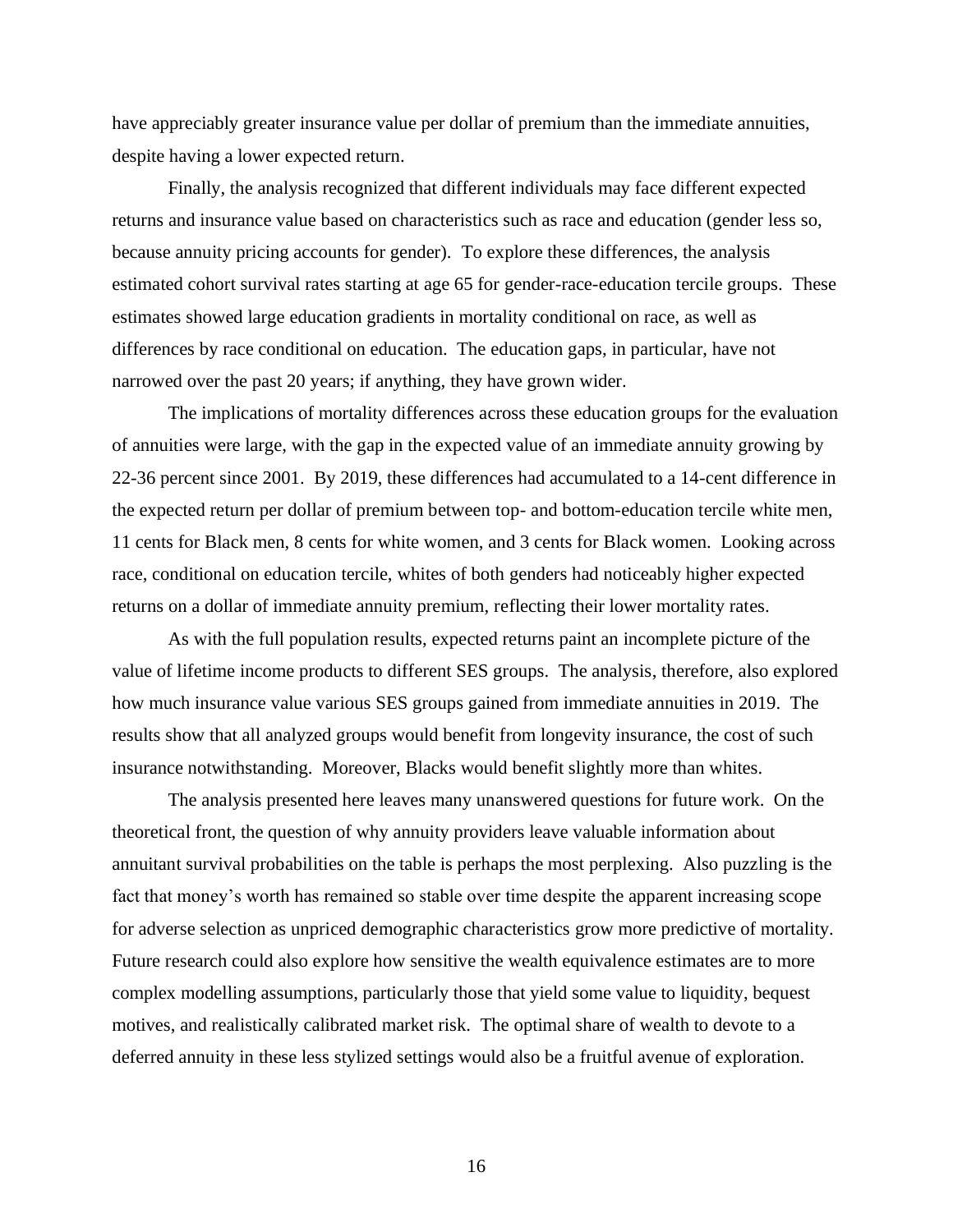have appreciably greater insurance value per dollar of premium than the immediate annuities, despite having a lower expected return.

Finally, the analysis recognized that different individuals may face different expected returns and insurance value based on characteristics such as race and education (gender less so, because annuity pricing accounts for gender). To explore these differences, the analysis estimated cohort survival rates starting at age 65 for gender-race-education tercile groups. These estimates showed large education gradients in mortality conditional on race, as well as differences by race conditional on education. The education gaps, in particular, have not narrowed over the past 20 years; if anything, they have grown wider.

The implications of mortality differences across these education groups for the evaluation of annuities were large, with the gap in the expected value of an immediate annuity growing by 22-36 percent since 2001. By 2019, these differences had accumulated to a 14-cent difference in the expected return per dollar of premium between top- and bottom-education tercile white men, 11 cents for Black men, 8 cents for white women, and 3 cents for Black women. Looking across race, conditional on education tercile, whites of both genders had noticeably higher expected returns on a dollar of immediate annuity premium, reflecting their lower mortality rates.

As with the full population results, expected returns paint an incomplete picture of the value of lifetime income products to different SES groups. The analysis, therefore, also explored how much insurance value various SES groups gained from immediate annuities in 2019. The results show that all analyzed groups would benefit from longevity insurance, the cost of such insurance notwithstanding. Moreover, Blacks would benefit slightly more than whites.

The analysis presented here leaves many unanswered questions for future work. On the theoretical front, the question of why annuity providers leave valuable information about annuitant survival probabilities on the table is perhaps the most perplexing. Also puzzling is the fact that money's worth has remained so stable over time despite the apparent increasing scope for adverse selection as unpriced demographic characteristics grow more predictive of mortality. Future research could also explore how sensitive the wealth equivalence estimates are to more complex modelling assumptions, particularly those that yield some value to liquidity, bequest motives, and realistically calibrated market risk. The optimal share of wealth to devote to a deferred annuity in these less stylized settings would also be a fruitful avenue of exploration.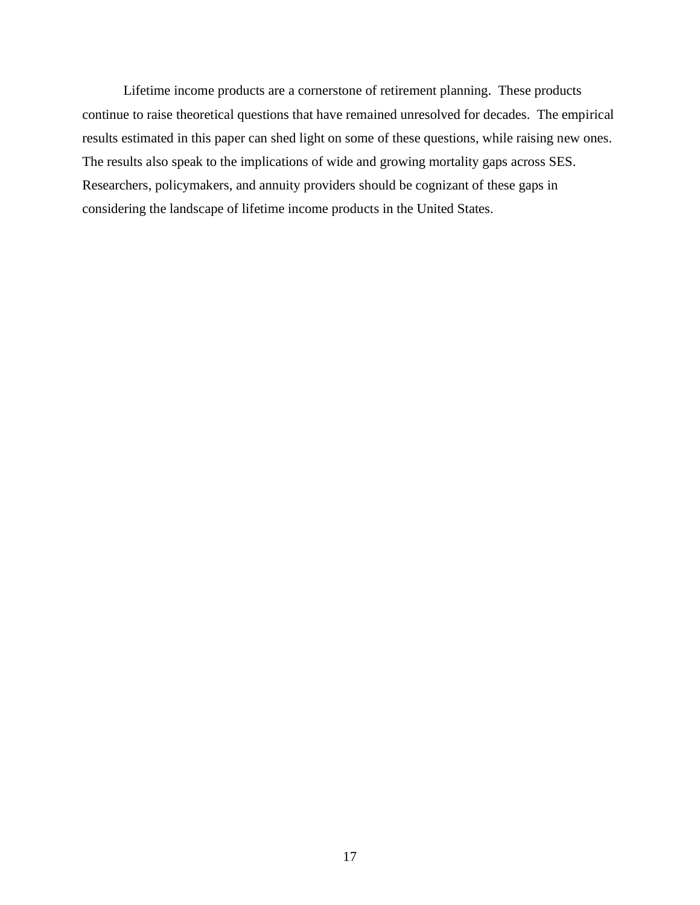Lifetime income products are a cornerstone of retirement planning. These products continue to raise theoretical questions that have remained unresolved for decades. The empirical results estimated in this paper can shed light on some of these questions, while raising new ones. The results also speak to the implications of wide and growing mortality gaps across SES. Researchers, policymakers, and annuity providers should be cognizant of these gaps in considering the landscape of lifetime income products in the United States.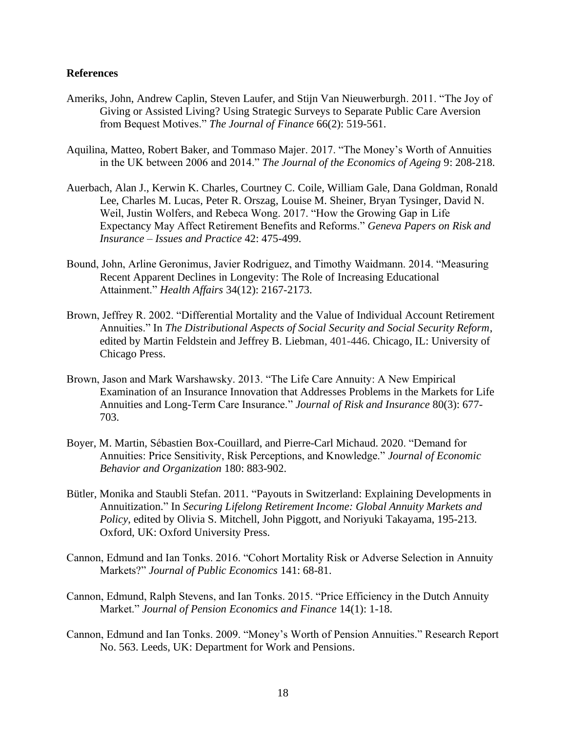**References**

Ameriks, John, Andrew Caplin, Steven Laufer, and Stijn Van Nieuwerburgh. 2011. "The Joy of Giving or Assisted Living? Using Strategic Surveys to Separate Public Care Aversion from Bequest Motives." *The Journal of Finance* 66(2): 519-561.

Aquilina, Matteo, Robert Baker, and Tommaso Majer. 2017. "The Money's Worth of Annuities in the UK between 2006 and 2014." *The Journal of the Economics of Ageing* 9: 208-218.

Auerbach, Alan J., Kerwin K. Charles, Courtney C. Coile, William Gale, Dana Goldman, Ronald Lee, Charles M. Lucas, Peter R. Orszag, Louise M. Sheiner, Bryan Tysinger, David N. Weil, Justin Wolfers, and Rebeca Wong. 2017. "How the Growing Gap in Life Expectancy May Affect Retirement Benefits and Reforms." *Geneva Papers on Risk and Insurance – Issues and Practice* 42: 475-499.

Bound, John, Arline Geronimus, Javier Rodriguez, and Timothy Waidmann. 2014. "Measuring Recent Apparent Declines in Longevity: The Role of Increasing Educational Attainment." *Health Affairs* 34(12): 2167-2173.

Brown, Jeffrey R. 2002. "Differential Mortality and the Value of Individual Account Retirement Annuities." In *The Distributional Aspects of Social Security and Social Security Reform*, edited by Martin Feldstein and Jeffrey B. Liebman, 401-446. Chicago, IL: University of Chicago Press.

Brown, Jason and Mark Warshawsky. 2013. "The Life Care Annuity: A New Empirical Examination of an Insurance Innovation that Addresses Problems in the Markets for Life Annuities and Long-Term Care Insurance." *Journal of Risk and Insurance* 80(3): 677-703.

Boyer, M. Martin, Sébastien Box-Couillard, and Pierre-Carl Michaud. 2020. "Demand for Annuities: Price Sensitivity, Risk Perceptions, and Knowledge." *Journal of Economic Behavior and Organization* 180: 883-902.

Bütler, Monika and Staubli Stefan. 2011. "Payouts in Switzerland: Explaining Developments in Annuitization." In *Securing Lifelong Retirement Income: Global Annuity Markets and Policy*, edited by Olivia S. Mitchell, John Piggott, and Noriyuki Takayama, 195-213. Oxford, UK: Oxford University Press.

Cannon, Edmund and Ian Tonks. 2016. "Cohort Mortality Risk or Adverse Selection in Annuity Markets?" *Journal of Public Economics* 141: 68-81.

Cannon, Edmund, Ralph Stevens, and Ian Tonks. 2015. "Price Efficiency in the Dutch Annuity Market." *Journal of Pension Economics and Finance* 14(1): 1-18.

Cannon, Edmund and Ian Tonks. 2009. "Money's Worth of Pension Annuities." Research Report No. 563. Leeds, UK: Department for Work and Pensions.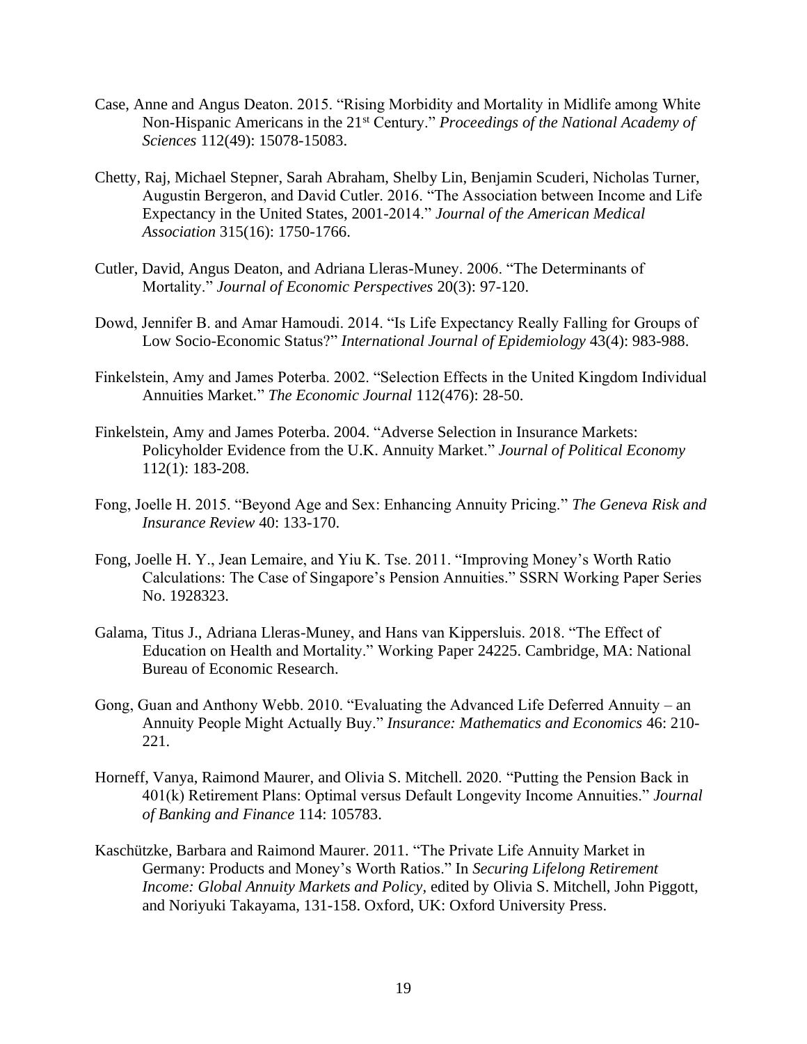Case, Anne and Angus Deaton. 2015. "Rising Morbidity and Mortality in Midlife among White Non-Hispanic Americans in the 21st Century." *Proceedings of the National Academy of Sciences* 112(49): 15078-15083.

Chetty, Raj, Michael Stepner, Sarah Abraham, Shelby Lin, Benjamin Scuderi, Nicholas Turner, Augustin Bergeron, and David Cutler. 2016. "The Association between Income and Life Expectancy in the United States, 2001-2014." *Journal of the American Medical Association* 315(16): 1750-1766.

Cutler, David, Angus Deaton, and Adriana Lleras-Muney. 2006. "The Determinants of Mortality." *Journal of Economic Perspectives* 20(3): 97-120.

Dowd, Jennifer B. and Amar Hamoudi. 2014. "Is Life Expectancy Really Falling for Groups of Low Socio-Economic Status?" *International Journal of Epidemiology* 43(4): 983-988.

Finkelstein, Amy and James Poterba. 2002. "Selection Effects in the United Kingdom Individual Annuities Market." *The Economic Journal* 112(476): 28-50.

Finkelstein, Amy and James Poterba. 2004. "Adverse Selection in Insurance Markets: Policyholder Evidence from the U.K. Annuity Market." *Journal of Political Economy* 112(1): 183-208.

Fong, Joelle H. 2015. "Beyond Age and Sex: Enhancing Annuity Pricing." *The Geneva Risk and Insurance Review* 40: 133-170.

Fong, Joelle H. Y., Jean Lemaire, and Yiu K. Tse. 2011. "Improving Money's Worth Ratio Calculations: The Case of Singapore's Pension Annuities." SSRN Working Paper Series No. 1928323.

Galama, Titus J., Adriana Lleras-Muney, and Hans van Kippersluis. 2018. "The Effect of Education on Health and Mortality." Working Paper 24225. Cambridge, MA: National Bureau of Economic Research.

Gong, Guan and Anthony Webb. 2010. "Evaluating the Advanced Life Deferred Annuity – an Annuity People Might Actually Buy." *Insurance: Mathematics and Economics* 46: 210-221.

Horneff, Vanya, Raimond Maurer, and Olivia S. Mitchell. 2020. "Putting the Pension Back in 401(k) Retirement Plans: Optimal versus Default Longevity Income Annuities." *Journal of Banking and Finance* 114: 105783.

Kaschützke, Barbara and Raimond Maurer. 2011. "The Private Life Annuity Market in Germany: Products and Money's Worth Ratios." In *Securing Lifelong Retirement Income: Global Annuity Markets and Policy*, edited by Olivia S. Mitchell, John Piggott, and Noriyuki Takayama, 131-158. Oxford, UK: Oxford University Press.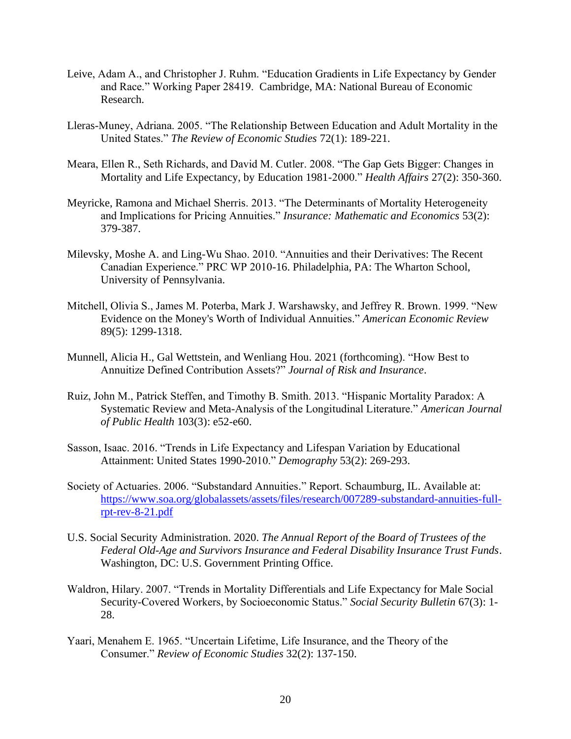Leive, Adam A., and Christopher J. Ruhm. "Education Gradients in Life Expectancy by Gender and Race." Working Paper 28419. Cambridge, MA: National Bureau of Economic Research.

Lleras-Muney, Adriana. 2005. "The Relationship Between Education and Adult Mortality in the United States." *The Review of Economic Studies* 72(1): 189-221.

Meara, Ellen R., Seth Richards, and David M. Cutler. 2008. "The Gap Gets Bigger: Changes in Mortality and Life Expectancy, by Education 1981-2000." *Health Affairs* 27(2): 350-360.

Meyricke, Ramona and Michael Sherris. 2013. "The Determinants of Mortality Heterogeneity and Implications for Pricing Annuities." *Insurance: Mathematic and Economics* 53(2): 379-387.

Milevsky, Moshe A. and Ling-Wu Shao. 2010. "Annuities and their Derivatives: The Recent Canadian Experience." PRC WP 2010-16. Philadelphia, PA: The Wharton School, University of Pennsylvania.

Mitchell, Olivia S., James M. Poterba, Mark J. Warshawsky, and Jeffrey R. Brown. 1999. "New Evidence on the Money's Worth of Individual Annuities." *American Economic Review* 89(5): 1299-1318.

Munnell, Alicia H., Gal Wettstein, and Wenliang Hou. 2021 (forthcoming). "How Best to Annuitize Defined Contribution Assets?" *Journal of Risk and Insurance*.

Ruiz, John M., Patrick Steffen, and Timothy B. Smith. 2013. "Hispanic Mortality Paradox: A Systematic Review and Meta-Analysis of the Longitudinal Literature." *American Journal of Public Health* 103(3): e52-e60.

Sasson, Isaac. 2016. "Trends in Life Expectancy and Lifespan Variation by Educational Attainment: United States 1990-2010." *Demography* 53(2): 269-293.

Society of Actuaries. 2006. "Substandard Annuities." Report. Schaumburg, IL. Available at: [https://www.soa.org/globalassets/assets/files/research/007289-substandard-annuities-full-rpt-rev-8-21.pdf](https://www.soa.org/globalassets/assets/files/research/007289-substandard-annuities-full-rpt-rev-8-21.pdf)

U.S. Social Security Administration. 2020. *The Annual Report of the Board of Trustees of the Federal Old-Age and Survivors Insurance and Federal Disability Insurance Trust Funds*. Washington, DC: U.S. Government Printing Office.

Waldron, Hilary. 2007. "Trends in Mortality Differentials and Life Expectancy for Male Social Security-Covered Workers, by Socioeconomic Status." *Social Security Bulletin* 67(3): 1-28.

Yaari, Menahem E. 1965. "Uncertain Lifetime, Life Insurance, and the Theory of the Consumer." *Review of Economic Studies* 32(2): 137-150.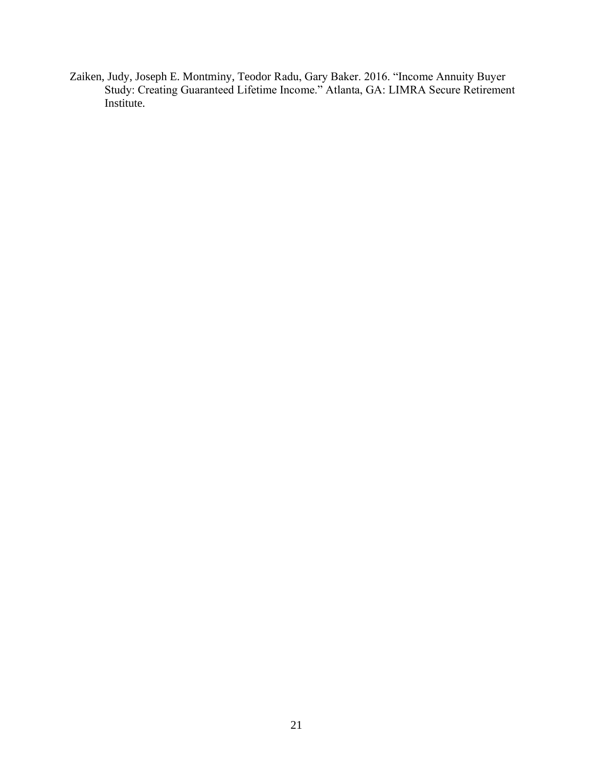Zaiken, Judy, Joseph E. Montminy, Teodor Radu, Gary Baker. 2016. "Income Annuity Buyer Study: Creating Guaranteed Lifetime Income." Atlanta, GA: LIMRA Secure Retirement Institute.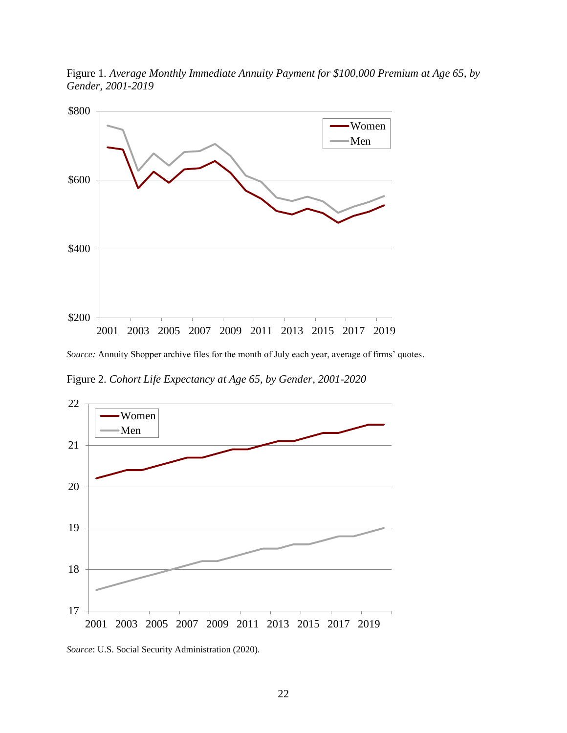Figure 1. *Average Monthly Immediate Annuity Payment for $100,000 Premium at Age 65, by Gender, 2001-2019*

*Source:* Annuity Shopper archive files for the month of July each year, average of firms' quotes.

Figure 2. *Cohort Life Expectancy at Age 65, by Gender, 2001-2020*

*Source*: U.S. Social Security Administration (2020).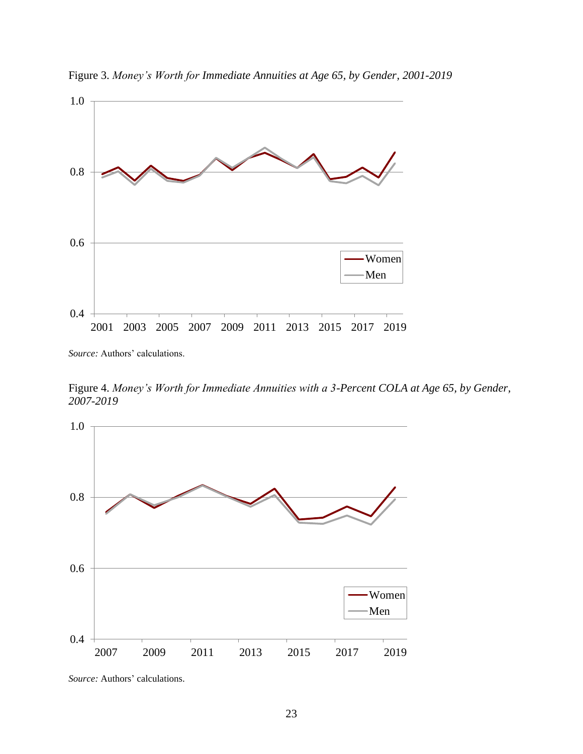Figure 3. *Money's Worth for Immediate Annuities at Age 65, by Gender, 2001-2019*

*Source:* Authors' calculations.

Figure 4. *Money's Worth for Immediate Annuities with a 3-Percent COLA at Age 65, by Gender, 2007-2019*

*Source:* Authors' calculations.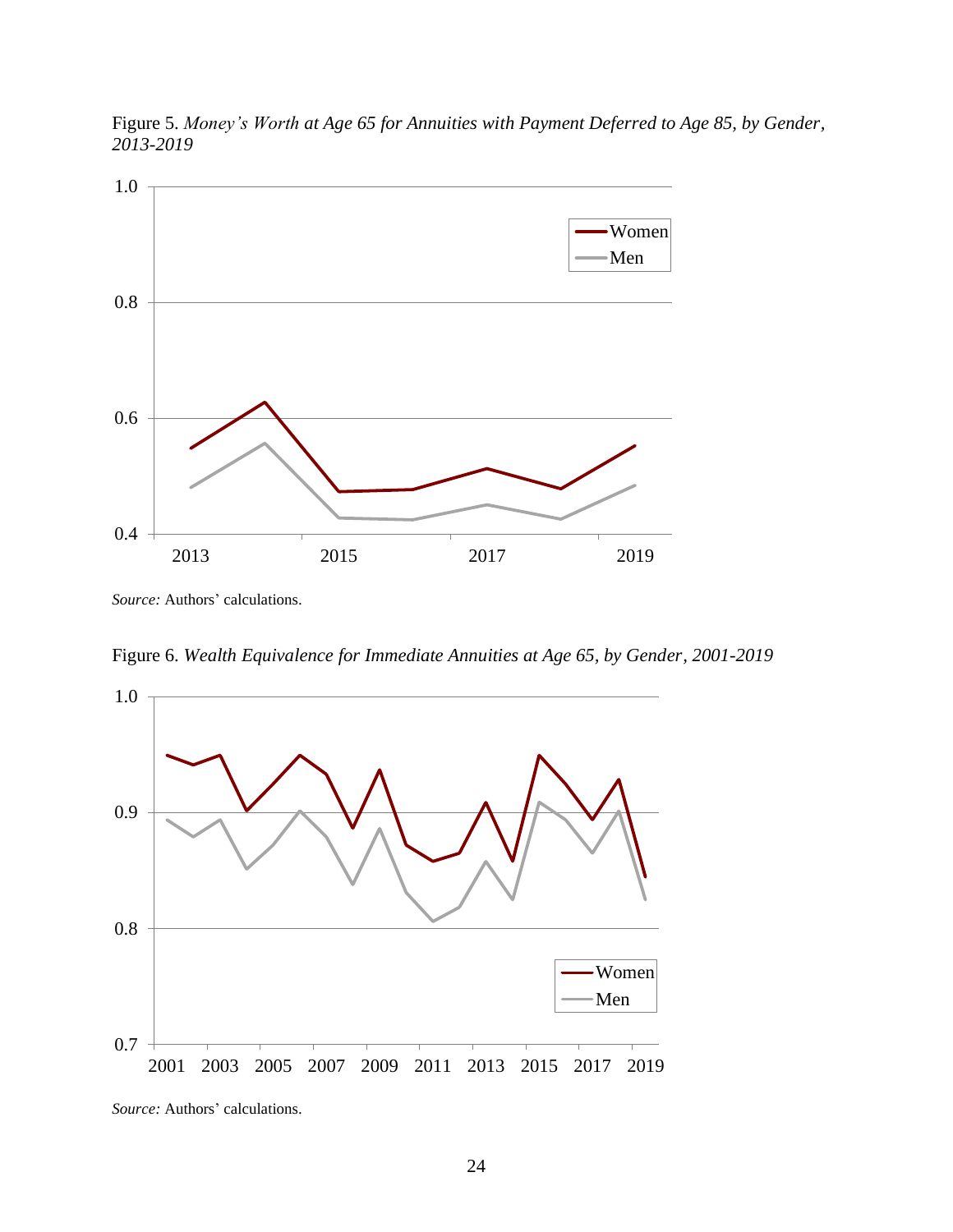Figure 5. *Money's Worth at Age 65 for Annuities with Payment Deferred to Age 85, by Gender, 2013-2019*

*Source:* Authors' calculations.

Figure 6. *Wealth Equivalence for Immediate Annuities at Age 65, by Gender, 2001-2019*

*Source:* Authors' calculations.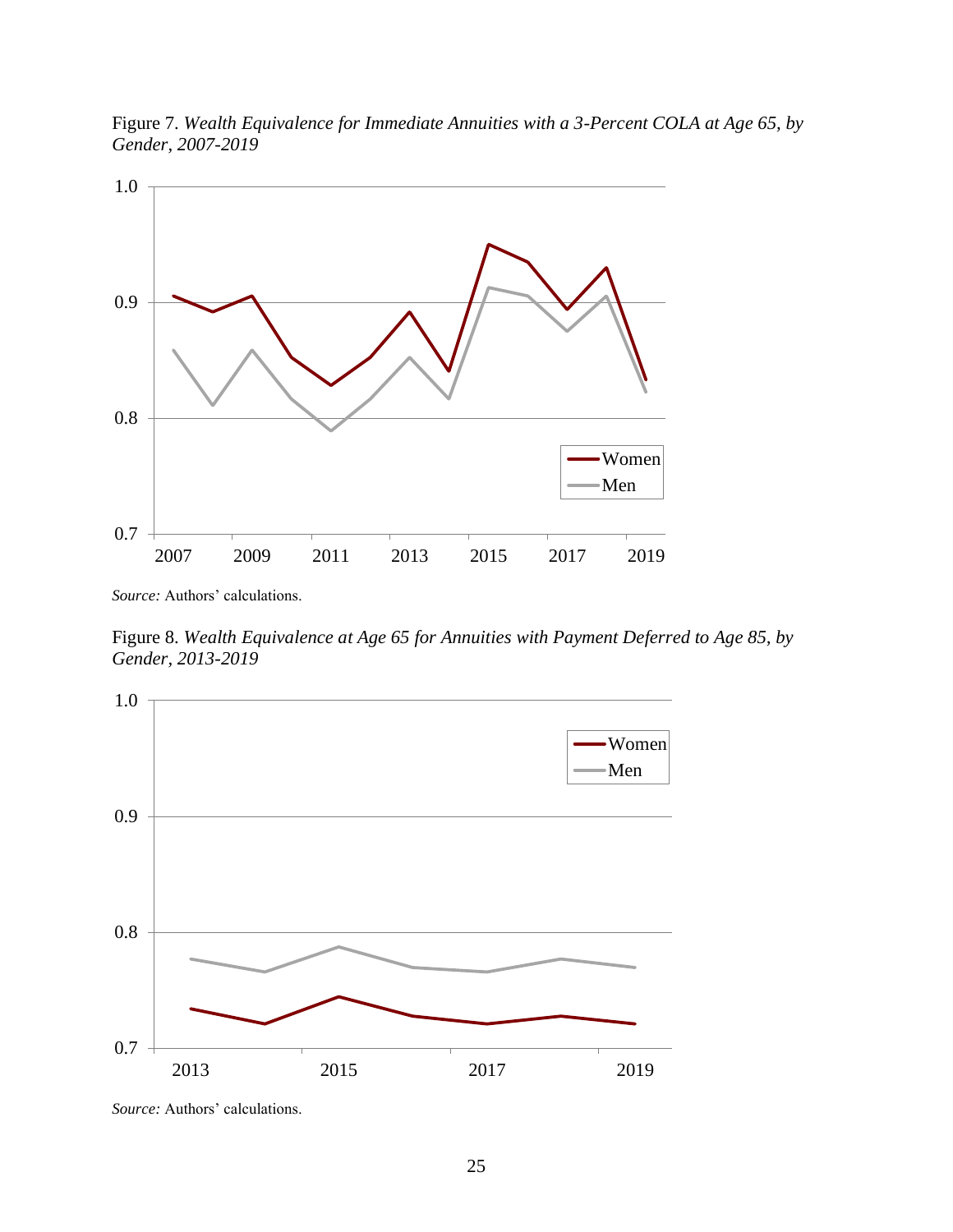Figure 7. *Wealth Equivalence for Immediate Annuities with a 3-Percent COLA at Age 65, by Gender, 2007-2019*

*Source:* Authors' calculations.

Figure 8. *Wealth Equivalence at Age 65 for Annuities with Payment Deferred to Age 85, by Gender, 2013-2019*

*Source:* Authors' calculations.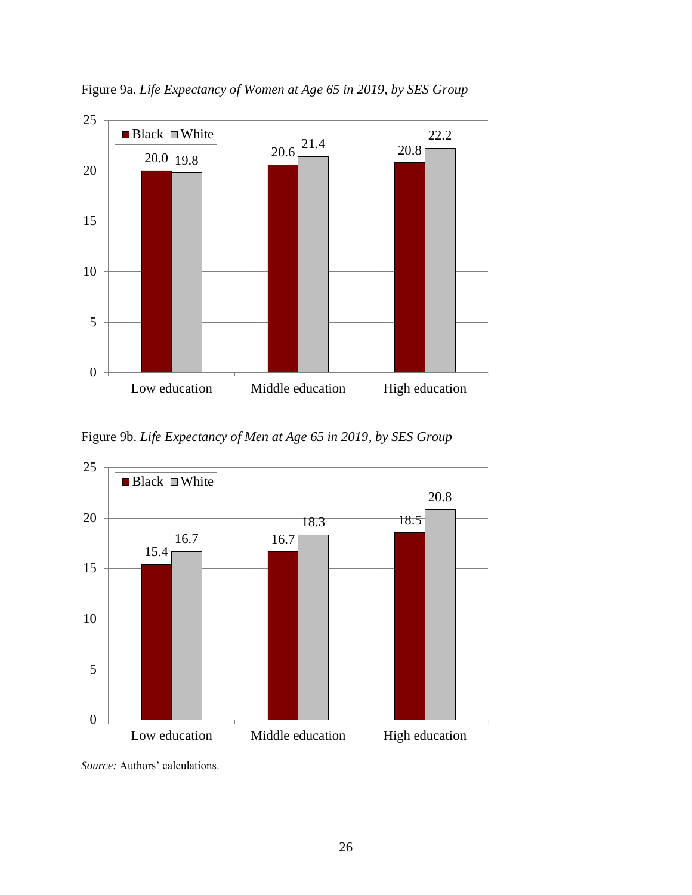Figure 9a. *Life Expectancy of Women at Age 65 in 2019, by SES Group*

| | Black | White |
|---|---|---|
| Low education | 20.0 | 19.8 |
| Middle education | 20.6 | 21.4 |
| High education | 20.8 | 22.2 |

Figure 9b. *Life Expectancy of Men at Age 65 in 2019, by SES Group*

| | Black | White |
|---|---|---|
| Low education | 15.4 | 16.7 |
| Middle education | 16.7 | 18.3 |
| High education | 18.5 | 20.8 |

*Source:* Authors' calculations.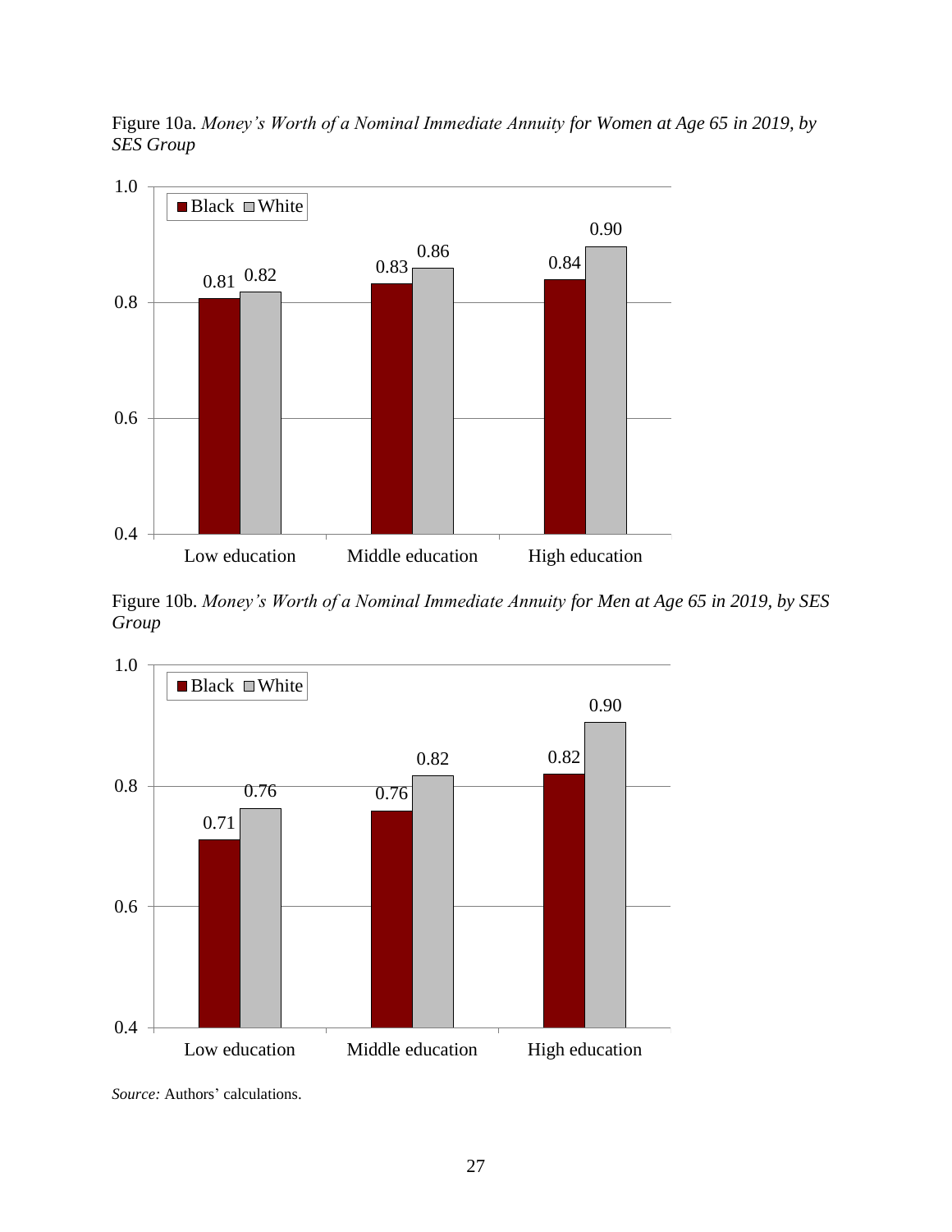Figure 10a. *Money's Worth of a Nominal Immediate Annuity for Women at Age 65 in 2019, by SES Group*

| | Black | White |
|---|---|---|
| Low education | 0.81 | 0.82 |
| Middle education | 0.83 | 0.86 |
| High education | 0.84 | 0.90 |

Figure 10b. *Money's Worth of a Nominal Immediate Annuity for Men at Age 65 in 2019, by SES Group*

| | Black | White |
|---|---|---|
| Low education | 0.71 | 0.76 |
| Middle education | 0.76 | 0.82 |
| High education | 0.82 | 0.90 |

*Source:* Authors' calculations.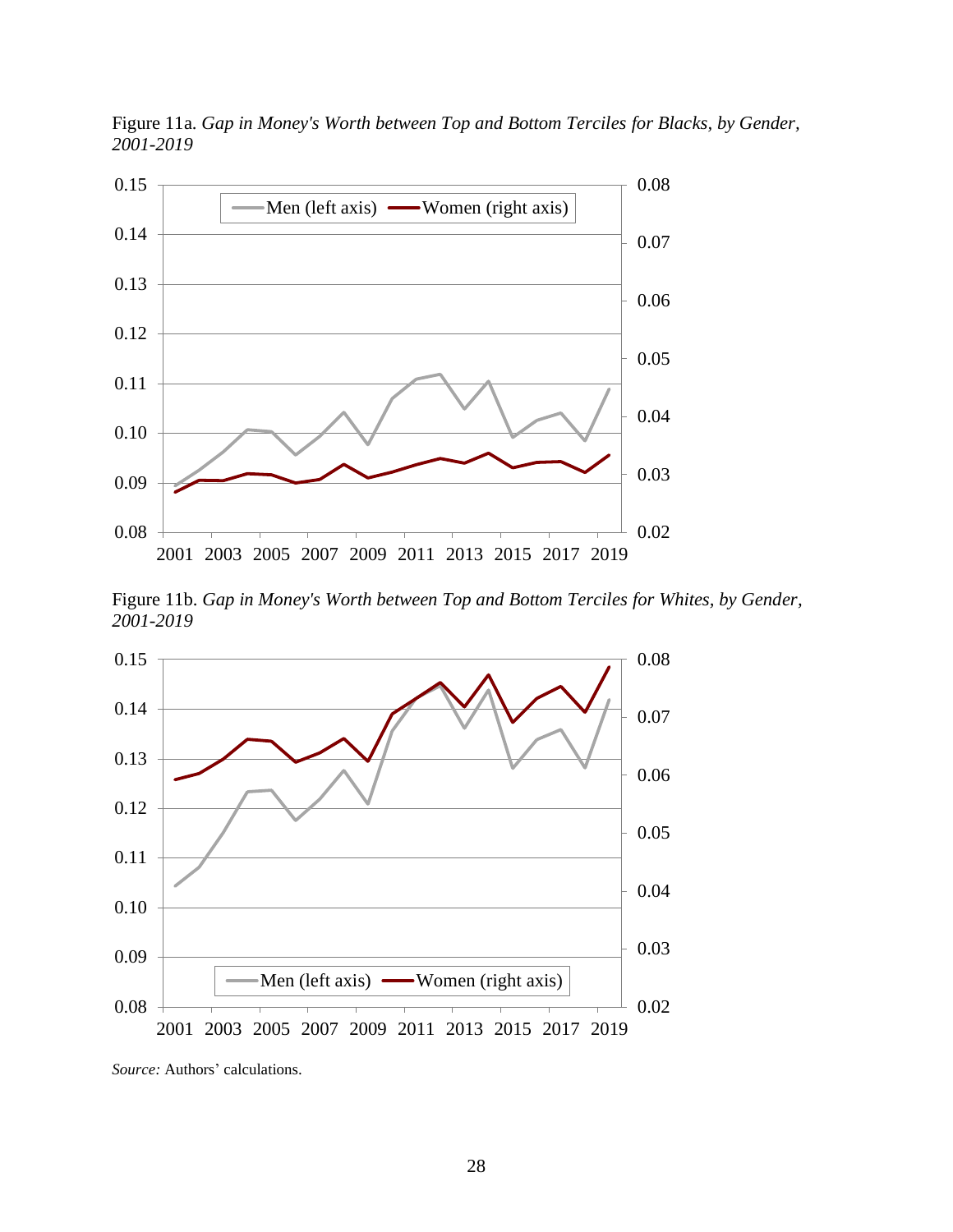Figure 11a. *Gap in Money's Worth between Top and Bottom Terciles for Blacks, by Gender, 2001-2019*

Figure 11b. *Gap in Money's Worth between Top and Bottom Terciles for Whites, by Gender, 2001-2019*

*Source:* Authors' calculations.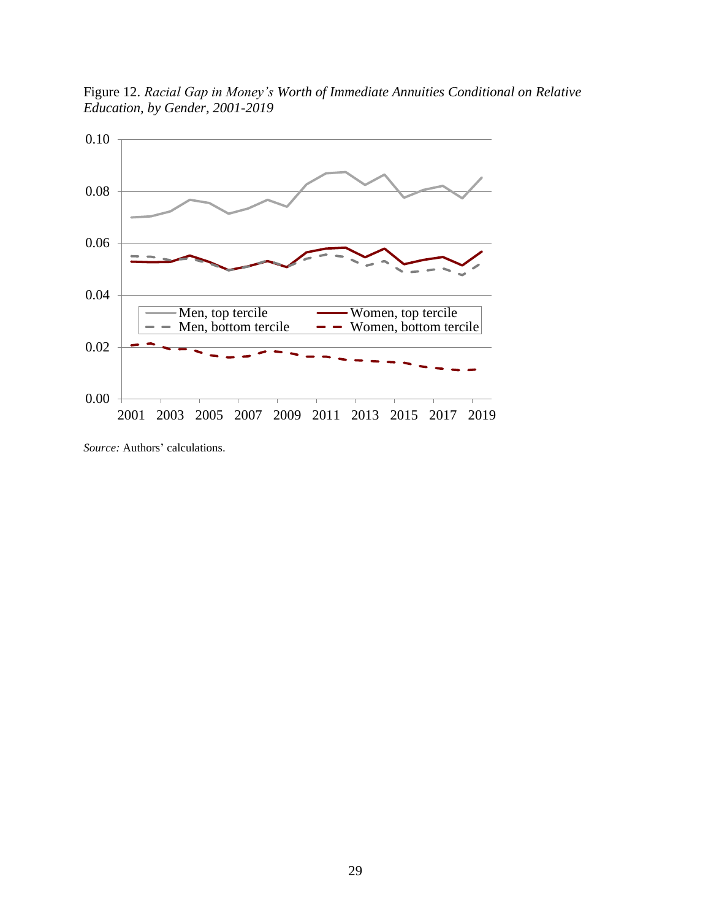Figure 12. *Racial Gap in Money's Worth of Immediate Annuities Conditional on Relative Education, by Gender, 2001-2019*

*Source:* Authors' calculations.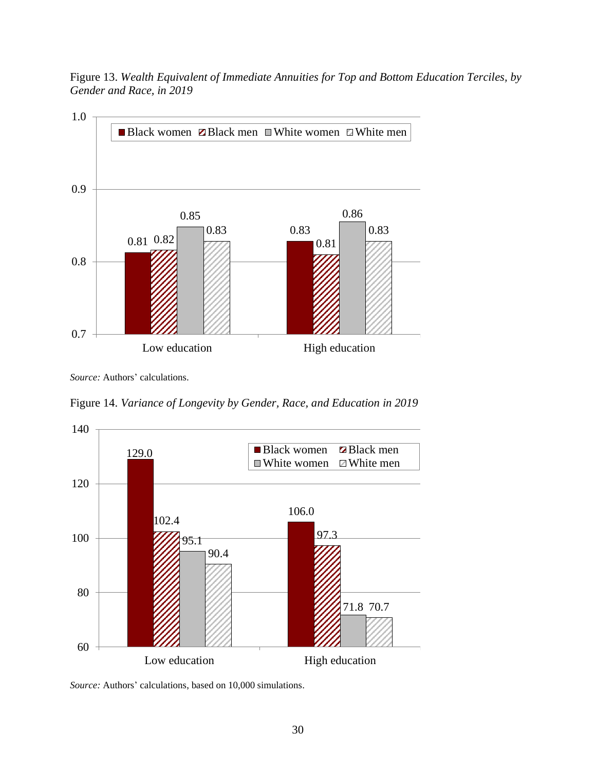Figure 13. *Wealth Equivalent of Immediate Annuities for Top and Bottom Education Terciles, by Gender and Race, in 2019*

| | Black women | Black men | White women | White men |
|---|---|---|---|---|
| Low education | 0.81 | 0.82 | 0.85 | 0.83 |
| High education | 0.83 | 0.81 | 0.86 | 0.83 |

*Source:* Authors' calculations.

Figure 14. *Variance of Longevity by Gender, Race, and Education in 2019*

| | Black women | Black men | White women | White men |
|---|---|---|---|---|
| Low education | 129.0 | 102.4 | 95.1 | 90.4 |
| High education | 106.0 | 97.3 | 71.8 | 70.7 |

*Source:* Authors' calculations, based on 10,000 simulations.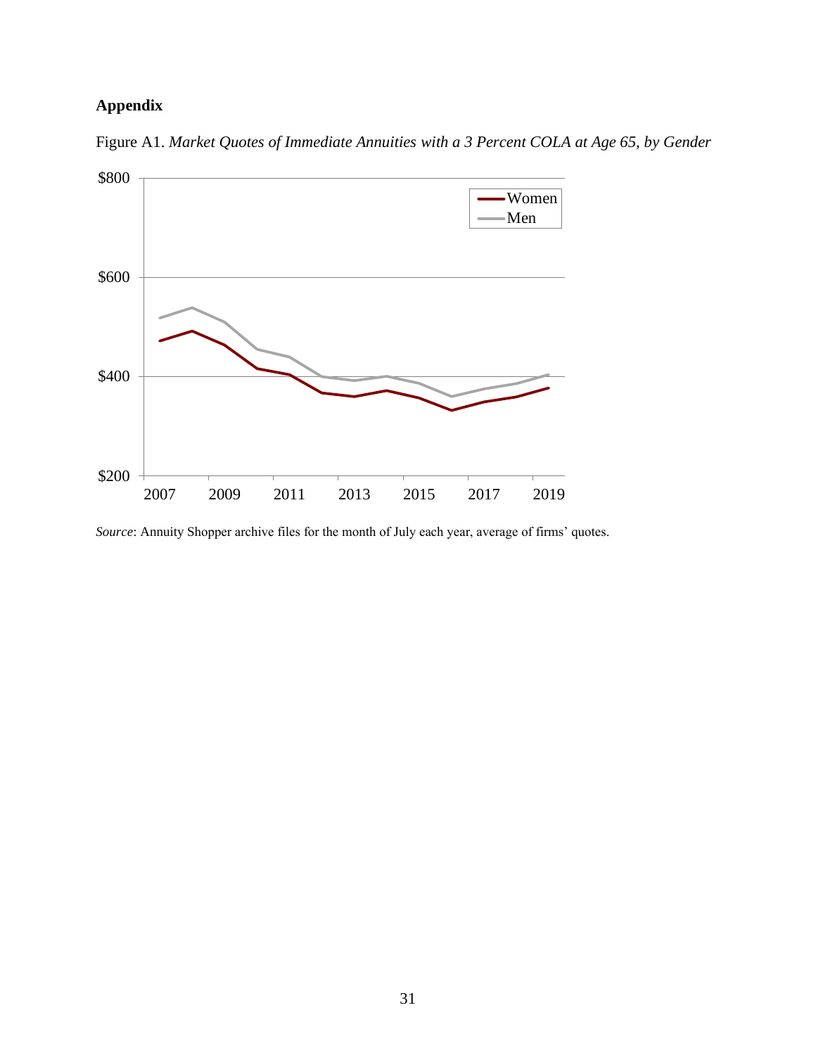## Appendix

Figure A1. *Market Quotes of Immediate Annuities with a 3 Percent COLA at Age 65, by Gender*

*Source*: Annuity Shopper archive files for the month of July each year, average of firms' quotes.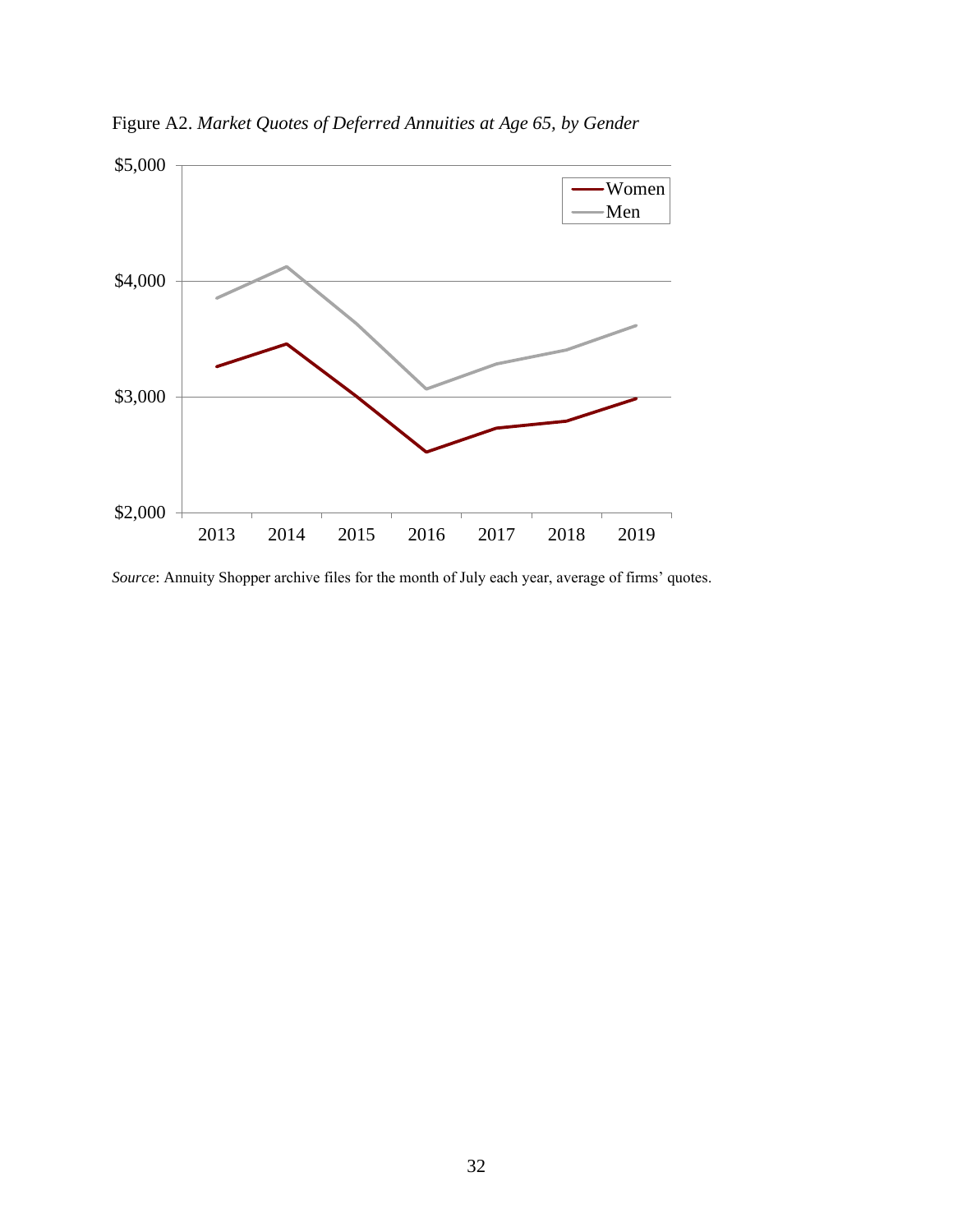Figure A2. *Market Quotes of Deferred Annuities at Age 65, by Gender*

*Source*: Annuity Shopper archive files for the month of July each year, average of firms' quotes.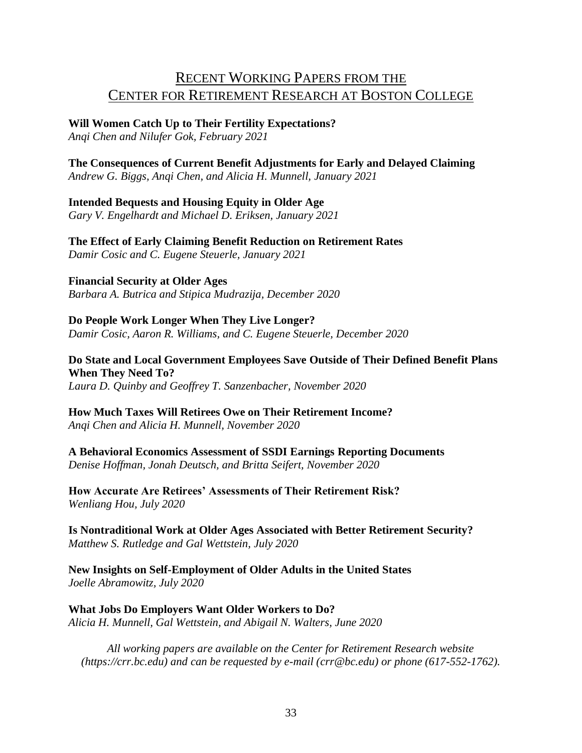## RECENT WORKING PAPERS FROM THE CENTER FOR RETIREMENT RESEARCH AT BOSTON COLLEGE

**Will Women Catch Up to Their Fertility Expectations?**
*Anqi Chen and Nilufer Gok, February 2021*

**The Consequences of Current Benefit Adjustments for Early and Delayed Claiming**
*Andrew G. Biggs, Anqi Chen, and Alicia H. Munnell, January 2021*

**Intended Bequests and Housing Equity in Older Age**
*Gary V. Engelhardt and Michael D. Eriksen, January 2021*

**The Effect of Early Claiming Benefit Reduction on Retirement Rates**
*Damir Cosic and C. Eugene Steuerle, January 2021*

**Financial Security at Older Ages**
*Barbara A. Butrica and Stipica Mudrazija, December 2020*

**Do People Work Longer When They Live Longer?**
*Damir Cosic, Aaron R. Williams, and C. Eugene Steuerle, December 2020*

**Do State and Local Government Employees Save Outside of Their Defined Benefit Plans When They Need To?**
*Laura D. Quinby and Geoffrey T. Sanzenbacher, November 2020*

**How Much Taxes Will Retirees Owe on Their Retirement Income?**
*Anqi Chen and Alicia H. Munnell, November 2020*

**A Behavioral Economics Assessment of SSDI Earnings Reporting Documents**
*Denise Hoffman, Jonah Deutsch, and Britta Seifert, November 2020*

**How Accurate Are Retirees' Assessments of Their Retirement Risk?**
*Wenliang Hou, July 2020*

**Is Nontraditional Work at Older Ages Associated with Better Retirement Security?**
*Matthew S. Rutledge and Gal Wettstein, July 2020*

**New Insights on Self-Employment of Older Adults in the United States**
*Joelle Abramowitz, July 2020*

**What Jobs Do Employers Want Older Workers to Do?**
*Alicia H. Munnell, Gal Wettstein, and Abigail N. Walters, June 2020*

*All working papers are available on the Center for Retirement Research website (https://crr.bc.edu) and can be requested by e-mail (crr@bc.edu) or phone (617-552-1762).*